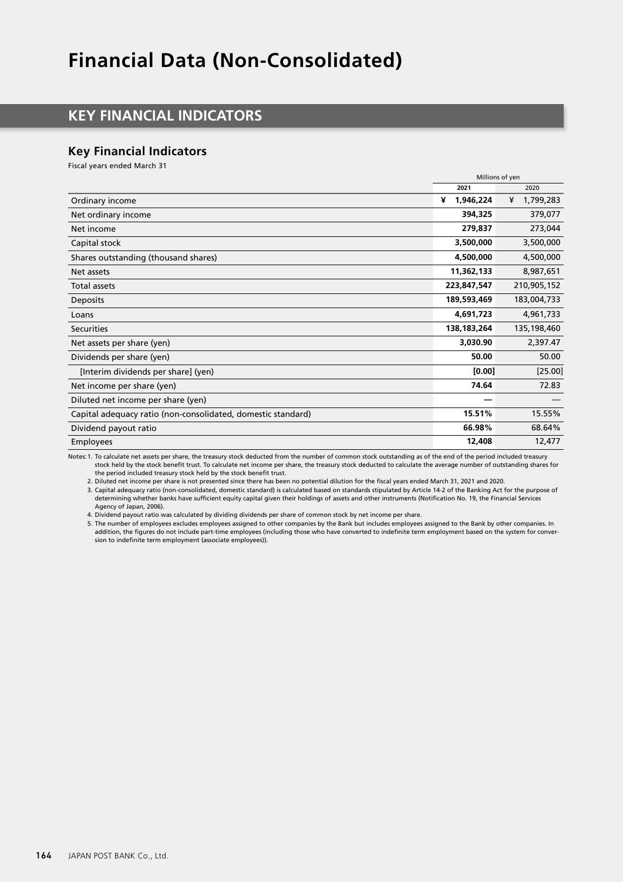# Financial Data (Non-Consolidated)

## KEY FINANCIAL INDICATORS

### Key Financial Indicators

Fiscal years ended March 31

| | Millions of yen | |
|---|---|---|
| | **2021** | 2020 |
| Ordinary income | **¥ 1,946,224** | ¥ 1,799,283 |
| Net ordinary income | **394,325** | 379,077 |
| Net income | **279,837** | 273,044 |
| Capital stock | **3,500,000** | 3,500,000 |
| Shares outstanding (thousand shares) | **4,500,000** | 4,500,000 |
| Net assets | **11,362,133** | 8,987,651 |
| Total assets | **223,847,547** | 210,905,152 |
| Deposits | **189,593,469** | 183,004,733 |
| Loans | **4,691,723** | 4,961,733 |
| Securities | **138,183,264** | 135,198,460 |
| Net assets per share (yen) | **3,030.90** | 2,397.47 |
| Dividends per share (yen) | **50.00** | 50.00 |
| [Interim dividends per share] (yen) | **[0.00]** | [25.00] |
| Net income per share (yen) | **74.64** | 72.83 |
| Diluted net income per share (yen) | **—** | — |
| Capital adequacy ratio (non-consolidated, domestic standard) | **15.51%** | 15.55% |
| Dividend payout ratio | **66.98%** | 68.64% |
| Employees | **12,408** | 12,477 |

Notes: 1. To calculate net assets per share, the treasury stock deducted from the number of common stock outstanding as of the end of the period included treasury stock held by the stock benefit trust. To calculate net income per share, the treasury stock deducted to calculate the average number of outstanding shares for the period included treasury stock held by the stock benefit trust.

2. Diluted net income per share is not presented since there has been no potential dilution for the fiscal years ended March 31, 2021 and 2020.

3. Capital adequacy ratio (non-consolidated, domestic standard) is calculated based on standards stipulated by Article 14-2 of the Banking Act for the purpose of determining whether banks have sufficient equity capital given their holdings of assets and other instruments (Notification No. 19, the Financial Services Agency of Japan, 2006).

4. Dividend payout ratio was calculated by dividing dividends per share of common stock by net income per share.

5. The number of employees excludes employees assigned to other companies by the Bank but includes employees assigned to the Bank by other companies. In addition, the figures do not include part-time employees (including those who have converted to indefinite term employment based on the system for conversion to indefinite term employment (associate employees)).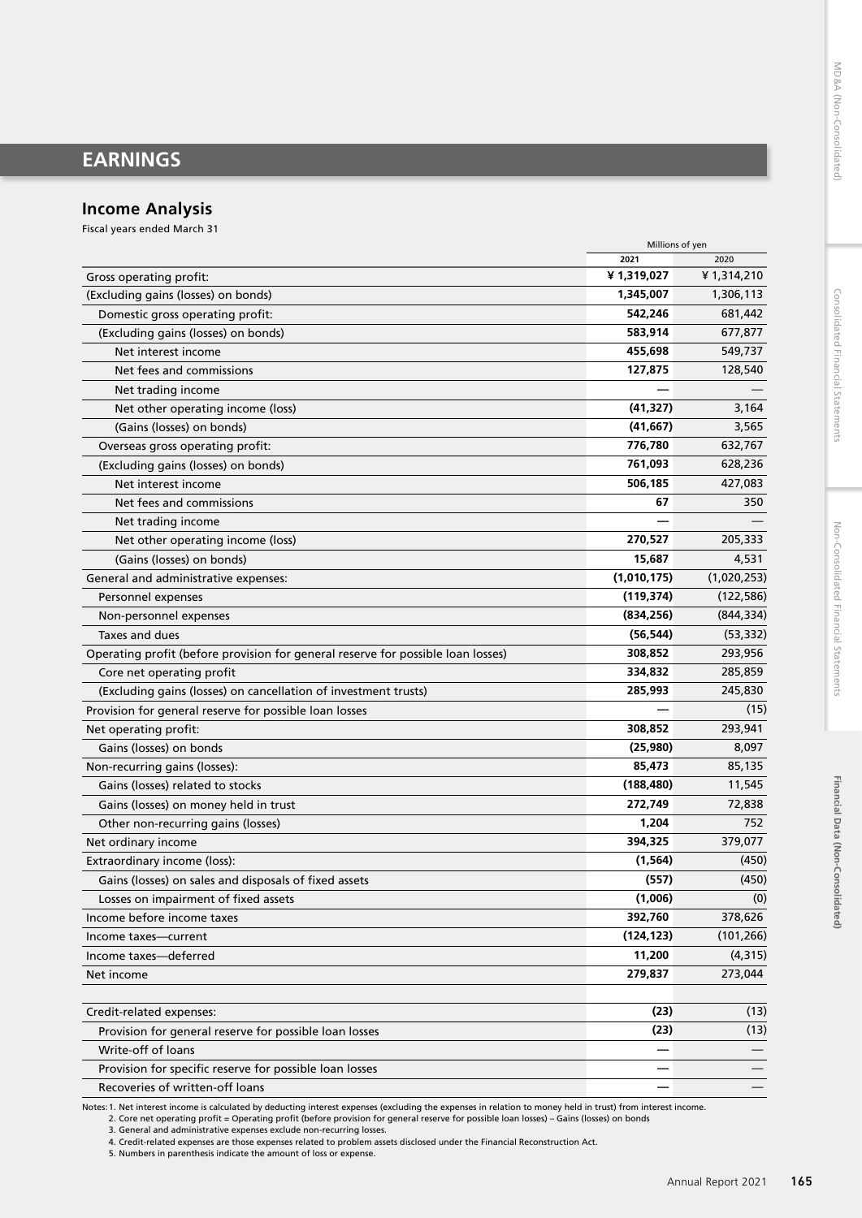# EARNINGS

## Income Analysis

Fiscal years ended March 31

| | Millions of yen | |
|---|---|---|
| | 2021 | 2020 |
| Gross operating profit: | **¥ 1,319,027** | ¥ 1,314,210 |
| (Excluding gains (losses) on bonds) | **1,345,007** | 1,306,113 |
| Domestic gross operating profit: | **542,246** | 681,442 |
| (Excluding gains (losses) on bonds) | **583,914** | 677,877 |
| Net interest income | **455,698** | 549,737 |
| Net fees and commissions | **127,875** | 128,540 |
| Net trading income | **—** | — |
| Net other operating income (loss) | **(41,327)** | 3,164 |
| (Gains (losses) on bonds) | **(41,667)** | 3,565 |
| Overseas gross operating profit: | **776,780** | 632,767 |
| (Excluding gains (losses) on bonds) | **761,093** | 628,236 |
| Net interest income | **506,185** | 427,083 |
| Net fees and commissions | **67** | 350 |
| Net trading income | **—** | — |
| Net other operating income (loss) | **270,527** | 205,333 |
| (Gains (losses) on bonds) | **15,687** | 4,531 |
| General and administrative expenses: | **(1,010,175)** | (1,020,253) |
| Personnel expenses | **(119,374)** | (122,586) |
| Non-personnel expenses | **(834,256)** | (844,334) |
| Taxes and dues | **(56,544)** | (53,332) |
| Operating profit (before provision for general reserve for possible loan losses) | **308,852** | 293,956 |
| Core net operating profit | **334,832** | 285,859 |
| (Excluding gains (losses) on cancellation of investment trusts) | **285,993** | 245,830 |
| Provision for general reserve for possible loan losses | **—** | (15) |
| Net operating profit: | **308,852** | 293,941 |
| Gains (losses) on bonds | **(25,980)** | 8,097 |
| Non-recurring gains (losses): | **85,473** | 85,135 |
| Gains (losses) related to stocks | **(188,480)** | 11,545 |
| Gains (losses) on money held in trust | **272,749** | 72,838 |
| Other non-recurring gains (losses) | **1,204** | 752 |
| Net ordinary income | **394,325** | 379,077 |
| Extraordinary income (loss): | **(1,564)** | (450) |
| Gains (losses) on sales and disposals of fixed assets | **(557)** | (450) |
| Losses on impairment of fixed assets | **(1,006)** | (0) |
| Income before income taxes | **392,760** | 378,626 |
| Income taxes—current | **(124,123)** | (101,266) |
| Income taxes—deferred | **11,200** | (4,315) |
| Net income | **279,837** | 273,044 |
| | | |
| Credit-related expenses: | **(23)** | (13) |
| Provision for general reserve for possible loan losses | **(23)** | (13) |
| Write-off of loans | **—** | — |
| Provision for specific reserve for possible loan losses | **—** | — |
| Recoveries of written-off loans | **—** | — |

Notes: 1. Net interest income is calculated by deducting interest expenses (excluding the expenses in relation to money held in trust) from interest income.
2. Core net operating profit = Operating profit (before provision for general reserve for possible loan losses) – Gains (losses) on bonds
3. General and administrative expenses exclude non-recurring losses.
4. Credit-related expenses are those expenses related to problem assets disclosed under the Financial Reconstruction Act.
5. Numbers in parenthesis indicate the amount of loss or expense.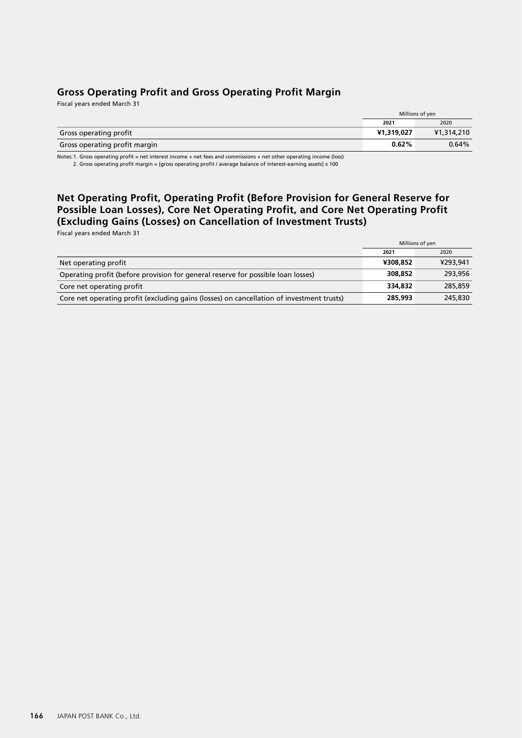## Gross Operating Profit and Gross Operating Profit Margin

Fiscal years ended March 31

| | Millions of yen | |
|---|---|---|
| | **2021** | 2020 |
| Gross operating profit | **¥1,319,027** | ¥1,314,210 |
| Gross operating profit margin | **0.62%** | 0.64% |

Notes: 1. Gross operating profit = net interest income + net fees and commissions + net other operating income (loss)
2. Gross operating profit margin = [gross operating profit / average balance of interest-earning assets] x 100

## Net Operating Profit, Operating Profit (Before Provision for General Reserve for Possible Loan Losses), Core Net Operating Profit, and Core Net Operating Profit (Excluding Gains (Losses) on Cancellation of Investment Trusts)

Fiscal years ended March 31

| | Millions of yen | |
|---|---|---|
| | **2021** | 2020 |
| Net operating profit | **¥308,852** | ¥293,941 |
| Operating profit (before provision for general reserve for possible loan losses) | **308,852** | 293,956 |
| Core net operating profit | **334,832** | 285,859 |
| Core net operating profit (excluding gains (losses) on cancellation of investment trusts) | **285,993** | 245,830 |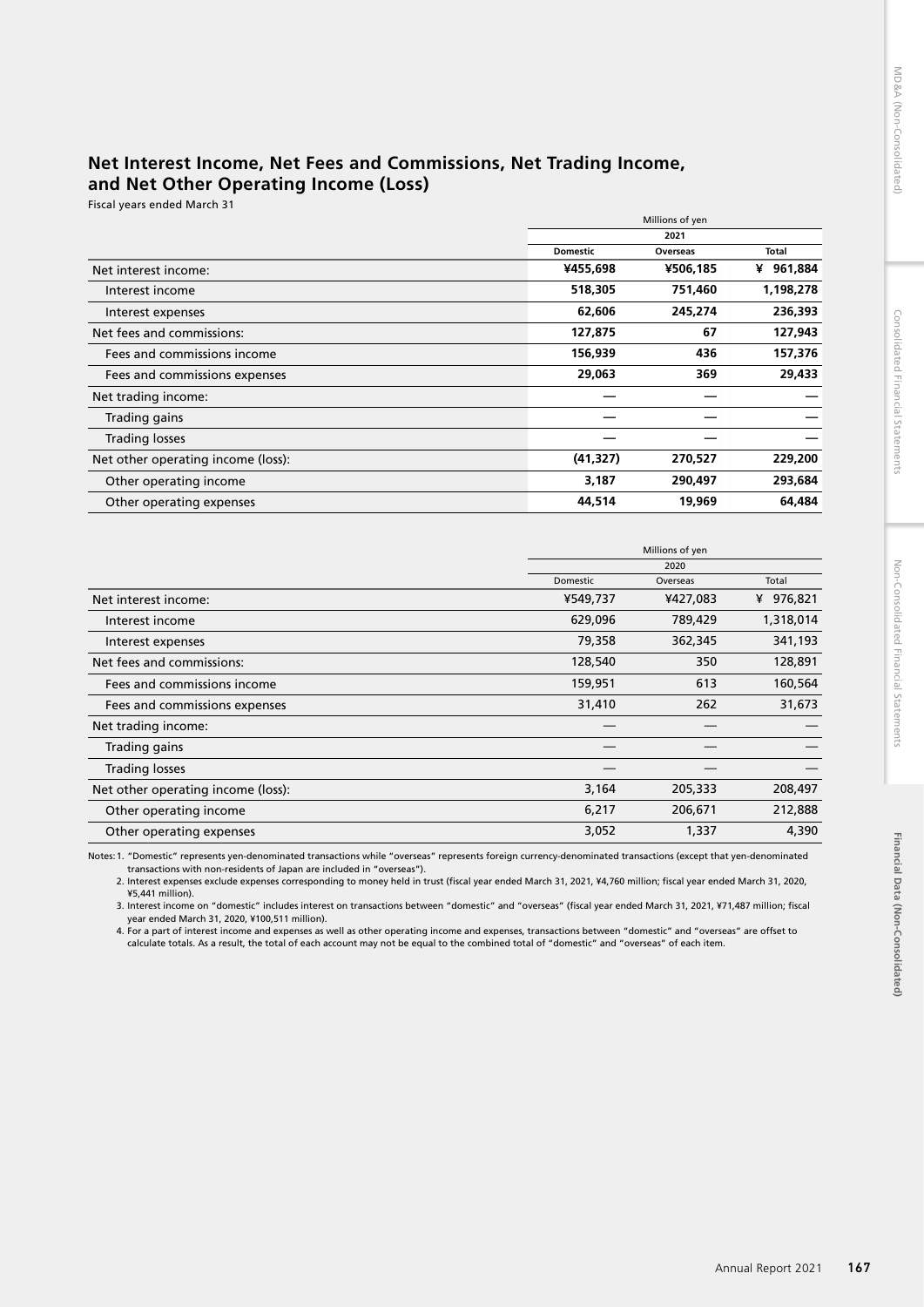## Net Interest Income, Net Fees and Commissions, Net Trading Income, and Net Other Operating Income (Loss)

Fiscal years ended March 31

| | Millions of yen | | |
|---|---|---|---|
| | **2021** | | |
| | **Domestic** | **Overseas** | **Total** |
| Net interest income: | **¥455,698** | **¥506,185** | **¥ 961,884** |
| Interest income | **518,305** | **751,460** | **1,198,278** |
| Interest expenses | **62,606** | **245,274** | **236,393** |
| Net fees and commissions: | **127,875** | **67** | **127,943** |
| Fees and commissions income | **156,939** | **436** | **157,376** |
| Fees and commissions expenses | **29,063** | **369** | **29,433** |
| Net trading income: | **—** | **—** | **—** |
| Trading gains | **—** | **—** | **—** |
| Trading losses | **—** | **—** | **—** |
| Net other operating income (loss): | **(41,327)** | **270,527** | **229,200** |
| Other operating income | **3,187** | **290,497** | **293,684** |
| Other operating expenses | **44,514** | **19,969** | **64,484** |

| | Millions of yen | | |
|---|---|---|---|
| | 2020 | | |
| | Domestic | Overseas | Total |
| Net interest income: | ¥549,737 | ¥427,083 | ¥ 976,821 |
| Interest income | 629,096 | 789,429 | 1,318,014 |
| Interest expenses | 79,358 | 362,345 | 341,193 |
| Net fees and commissions: | 128,540 | 350 | 128,891 |
| Fees and commissions income | 159,951 | 613 | 160,564 |
| Fees and commissions expenses | 31,410 | 262 | 31,673 |
| Net trading income: | — | — | — |
| Trading gains | — | — | — |
| Trading losses | — | — | — |
| Net other operating income (loss): | 3,164 | 205,333 | 208,497 |
| Other operating income | 6,217 | 206,671 | 212,888 |
| Other operating expenses | 3,052 | 1,337 | 4,390 |

Notes: 1. "Domestic" represents yen-denominated transactions while "overseas" represents foreign currency-denominated transactions (except that yen-denominated transactions with non-residents of Japan are included in "overseas").
2. Interest expenses exclude expenses corresponding to money held in trust (fiscal year ended March 31, 2021, ¥4,760 million; fiscal year ended March 31, 2020, ¥5,441 million).
3. Interest income on "domestic" includes interest on transactions between "domestic" and "overseas" (fiscal year ended March 31, 2021, ¥71,487 million; fiscal year ended March 31, 2020, ¥100,511 million).
4. For a part of interest income and expenses as well as other operating income and expenses, transactions between "domestic" and "overseas" are offset to calculate totals. As a result, the total of each account may not be equal to the combined total of "domestic" and "overseas" of each item.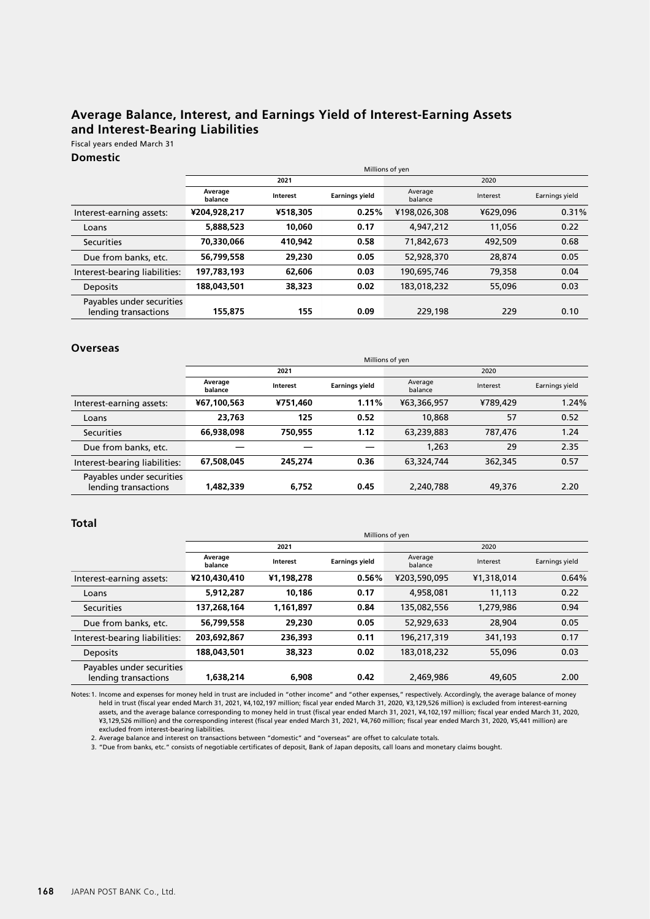# Average Balance, Interest, and Earnings Yield of Interest-Earning Assets and Interest-Bearing Liabilities

Fiscal years ended March 31

## Domestic

| | Millions of yen | | | | | |
|---|---|---|---|---|---|---|
| | 2021 | | | 2020 | | |
| | Average balance | Interest | Earnings yield | Average balance | Interest | Earnings yield |
| Interest-earning assets: | **¥204,928,217** | **¥518,305** | **0.25%** | ¥198,026,308 | ¥629,096 | 0.31% |
| Loans | **5,888,523** | **10,060** | **0.17** | 4,947,212 | 11,056 | 0.22 |
| Securities | **70,330,066** | **410,942** | **0.58** | 71,842,673 | 492,509 | 0.68 |
| Due from banks, etc. | **56,799,558** | **29,230** | **0.05** | 52,928,370 | 28,874 | 0.05 |
| Interest-bearing liabilities: | **197,783,193** | **62,606** | **0.03** | 190,695,746 | 79,358 | 0.04 |
| Deposits | **188,043,501** | **38,323** | **0.02** | 183,018,232 | 55,096 | 0.03 |
| Payables under securities lending transactions | **155,875** | **155** | **0.09** | 229,198 | 229 | 0.10 |

## Overseas

| | Millions of yen | | | | | |
|---|---|---|---|---|---|---|
| | 2021 | | | 2020 | | |
| | Average balance | Interest | Earnings yield | Average balance | Interest | Earnings yield |
| Interest-earning assets: | **¥67,100,563** | **¥751,460** | **1.11%** | ¥63,366,957 | ¥789,429 | 1.24% |
| Loans | **23,763** | **125** | **0.52** | 10,868 | 57 | 0.52 |
| Securities | **66,938,098** | **750,955** | **1.12** | 63,239,883 | 787,476 | 1.24 |
| Due from banks, etc. | **—** | **—** | **—** | 1,263 | 29 | 2.35 |
| Interest-bearing liabilities: | **67,508,045** | **245,274** | **0.36** | 63,324,744 | 362,345 | 0.57 |
| Payables under securities lending transactions | **1,482,339** | **6,752** | **0.45** | 2,240,788 | 49,376 | 2.20 |

## Total

| | Millions of yen | | | | | |
|---|---|---|---|---|---|---|
| | 2021 | | | 2020 | | |
| | Average balance | Interest | Earnings yield | Average balance | Interest | Earnings yield |
| Interest-earning assets: | **¥210,430,410** | **¥1,198,278** | **0.56%** | ¥203,590,095 | ¥1,318,014 | 0.64% |
| Loans | **5,912,287** | **10,186** | **0.17** | 4,958,081 | 11,113 | 0.22 |
| Securities | **137,268,164** | **1,161,897** | **0.84** | 135,082,556 | 1,279,986 | 0.94 |
| Due from banks, etc. | **56,799,558** | **29,230** | **0.05** | 52,929,633 | 28,904 | 0.05 |
| Interest-bearing liabilities: | **203,692,867** | **236,393** | **0.11** | 196,217,319 | 341,193 | 0.17 |
| Deposits | **188,043,501** | **38,323** | **0.02** | 183,018,232 | 55,096 | 0.03 |
| Payables under securities lending transactions | **1,638,214** | **6,908** | **0.42** | 2,469,986 | 49,605 | 2.00 |

Notes: 1. Income and expenses for money held in trust are included in "other income" and "other expenses," respectively. Accordingly, the average balance of money held in trust (fiscal year ended March 31, 2021, ¥4,102,197 million; fiscal year ended March 31, 2020, ¥3,129,526 million) is excluded from interest-earning assets, and the average balance corresponding to money held in trust (fiscal year ended March 31, 2021, ¥4,102,197 million; fiscal year ended March 31, 2020, ¥3,129,526 million) and the corresponding interest (fiscal year ended March 31, 2021, ¥4,760 million; fiscal year ended March 31, 2020, ¥5,441 million) are excluded from interest-bearing liabilities.

2. Average balance and interest on transactions between "domestic" and "overseas" are offset to calculate totals.

3. "Due from banks, etc." consists of negotiable certificates of deposit, Bank of Japan deposits, call loans and monetary claims bought.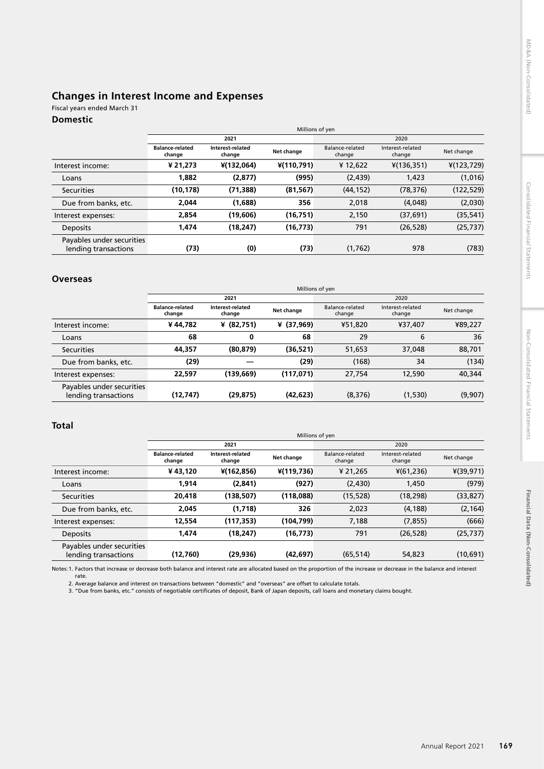## Changes in Interest Income and Expenses

Fiscal years ended March 31

### Domestic

| | Millions of yen | | | | | |
|---|---|---|---|---|---|---|
| | 2021 | | | 2020 | | |
| | **Balance-related change** | **Interest-related change** | **Net change** | Balance-related change | Interest-related change | Net change |
| Interest income: | **¥ 21,273** | **¥(132,064)** | **¥(110,791)** | ¥ 12,622 | ¥(136,351) | ¥(123,729) |
| Loans | **1,882** | **(2,877)** | **(995)** | (2,439) | 1,423 | (1,016) |
| Securities | **(10,178)** | **(71,388)** | **(81,567)** | (44,152) | (78,376) | (122,529) |
| Due from banks, etc. | **2,044** | **(1,688)** | **356** | 2,018 | (4,048) | (2,030) |
| Interest expenses: | **2,854** | **(19,606)** | **(16,751)** | 2,150 | (37,691) | (35,541) |
| Deposits | **1,474** | **(18,247)** | **(16,773)** | 791 | (26,528) | (25,737) |
| Payables under securities lending transactions | **(73)** | **(0)** | **(73)** | (1,762) | 978 | (783) |

### Overseas

| | Millions of yen | | | | | |
|---|---|---|---|---|---|---|
| | 2021 | | | 2020 | | |
| | **Balance-related change** | **Interest-related change** | **Net change** | Balance-related change | Interest-related change | Net change |
| Interest income: | **¥ 44,782** | **¥ (82,751)** | **¥ (37,969)** | ¥51,820 | ¥37,407 | ¥89,227 |
| Loans | **68** | **0** | **68** | 29 | 6 | 36 |
| Securities | **44,357** | **(80,879)** | **(36,521)** | 51,653 | 37,048 | 88,701 |
| Due from banks, etc. | **(29)** | **—** | **(29)** | (168) | 34 | (134) |
| Interest expenses: | **22,597** | **(139,669)** | **(117,071)** | 27,754 | 12,590 | 40,344 |
| Payables under securities lending transactions | **(12,747)** | **(29,875)** | **(42,623)** | (8,376) | (1,530) | (9,907) |

### Total

| | Millions of yen | | | | | |
|---|---|---|---|---|---|---|
| | 2021 | | | 2020 | | |
| | **Balance-related change** | **Interest-related change** | **Net change** | Balance-related change | Interest-related change | Net change |
| Interest income: | **¥ 43,120** | **¥(162,856)** | **¥(119,736)** | ¥ 21,265 | ¥(61,236) | ¥(39,971) |
| Loans | **1,914** | **(2,841)** | **(927)** | (2,430) | 1,450 | (979) |
| Securities | **20,418** | **(138,507)** | **(118,088)** | (15,528) | (18,298) | (33,827) |
| Due from banks, etc. | **2,045** | **(1,718)** | **326** | 2,023 | (4,188) | (2,164) |
| Interest expenses: | **12,554** | **(117,353)** | **(104,799)** | 7,188 | (7,855) | (666) |
| Deposits | **1,474** | **(18,247)** | **(16,773)** | 791 | (26,528) | (25,737) |
| Payables under securities lending transactions | **(12,760)** | **(29,936)** | **(42,697)** | (65,514) | 54,823 | (10,691) |

Notes: 1. Factors that increase or decrease both balance and interest rate are allocated based on the proportion of the increase or decrease in the balance and interest rate.

2. Average balance and interest on transactions between "domestic" and "overseas" are offset to calculate totals.

3. "Due from banks, etc." consists of negotiable certificates of deposit, Bank of Japan deposits, call loans and monetary claims bought.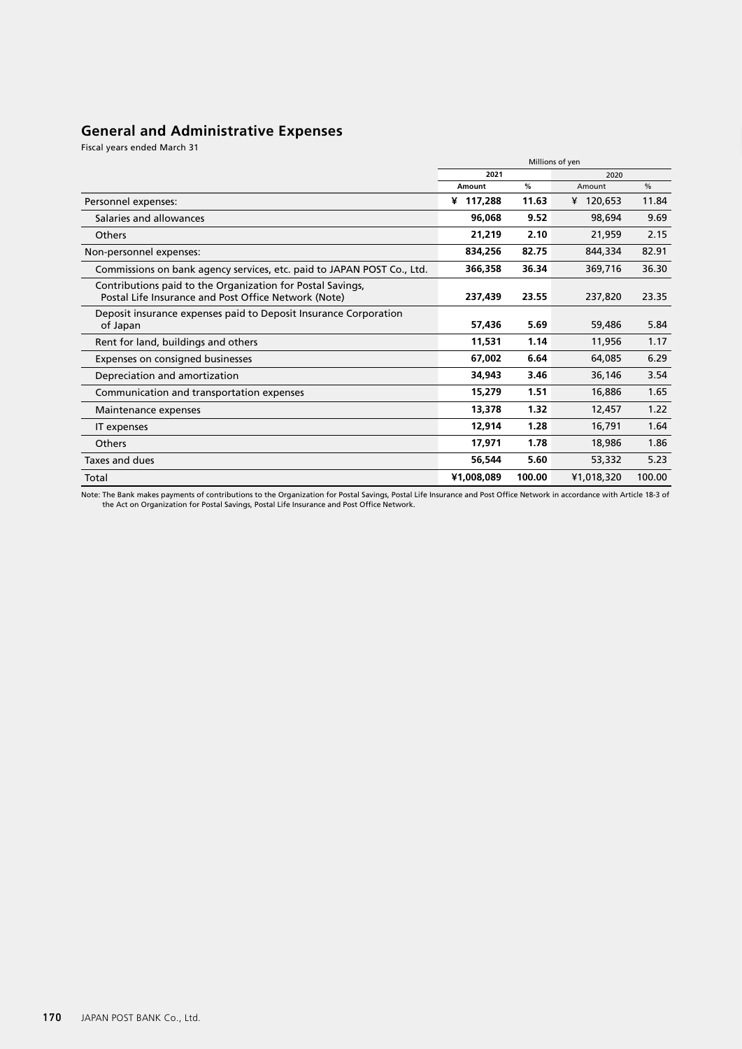## General and Administrative Expenses

Fiscal years ended March 31

| | Millions of yen | | | |
|---|---|---|---|---|
| | 2021 | | 2020 | |
| | **Amount** | **%** | Amount | % |
| Personnel expenses: | **¥ 117,288** | **11.63** | ¥ 120,653 | 11.84 |
| Salaries and allowances | **96,068** | **9.52** | 98,694 | 9.69 |
| Others | **21,219** | **2.10** | 21,959 | 2.15 |
| Non-personnel expenses: | **834,256** | **82.75** | 844,334 | 82.91 |
| Commissions on bank agency services, etc. paid to JAPAN POST Co., Ltd. | **366,358** | **36.34** | 369,716 | 36.30 |
| Contributions paid to the Organization for Postal Savings, Postal Life Insurance and Post Office Network (Note) | **237,439** | **23.55** | 237,820 | 23.35 |
| Deposit insurance expenses paid to Deposit Insurance Corporation of Japan | **57,436** | **5.69** | 59,486 | 5.84 |
| Rent for land, buildings and others | **11,531** | **1.14** | 11,956 | 1.17 |
| Expenses on consigned businesses | **67,002** | **6.64** | 64,085 | 6.29 |
| Depreciation and amortization | **34,943** | **3.46** | 36,146 | 3.54 |
| Communication and transportation expenses | **15,279** | **1.51** | 16,886 | 1.65 |
| Maintenance expenses | **13,378** | **1.32** | 12,457 | 1.22 |
| IT expenses | **12,914** | **1.28** | 16,791 | 1.64 |
| Others | **17,971** | **1.78** | 18,986 | 1.86 |
| Taxes and dues | **56,544** | **5.60** | 53,332 | 5.23 |
| Total | **¥1,008,089** | **100.00** | ¥1,018,320 | 100.00 |

Note: The Bank makes payments of contributions to the Organization for Postal Savings, Postal Life Insurance and Post Office Network in accordance with Article 18-3 of the Act on Organization for Postal Savings, Postal Life Insurance and Post Office Network.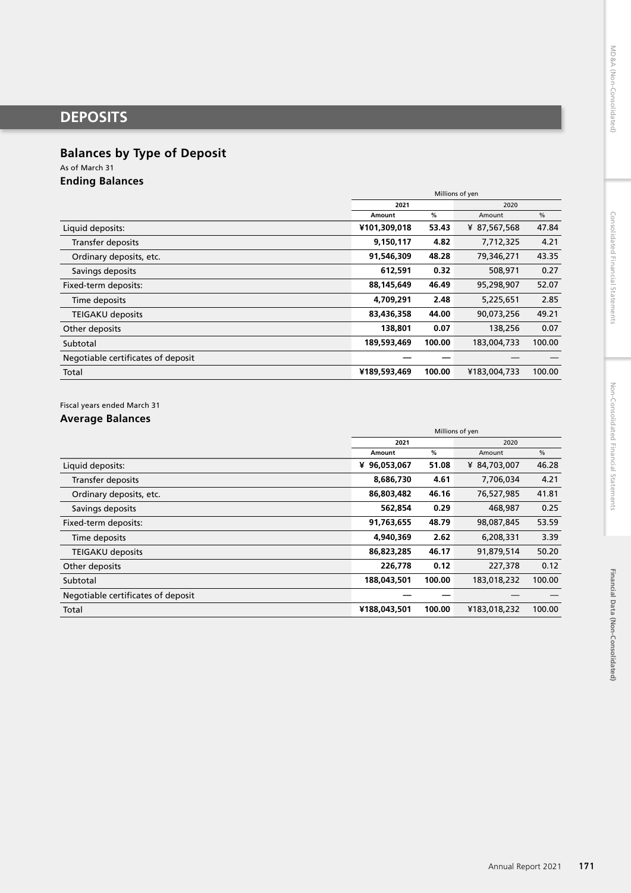# DEPOSITS

## Balances by Type of Deposit

As of March 31

### Ending Balances

| | Millions of yen | | | |
|---|---|---|---|---|
| | 2021 | | 2020 | |
| | Amount | % | Amount | % |
| Liquid deposits: | **¥101,309,018** | **53.43** | ¥ 87,567,568 | 47.84 |
| Transfer deposits | **9,150,117** | **4.82** | 7,712,325 | 4.21 |
| Ordinary deposits, etc. | **91,546,309** | **48.28** | 79,346,271 | 43.35 |
| Savings deposits | **612,591** | **0.32** | 508,971 | 0.27 |
| Fixed-term deposits: | **88,145,649** | **46.49** | 95,298,907 | 52.07 |
| Time deposits | **4,709,291** | **2.48** | 5,225,651 | 2.85 |
| TEIGAKU deposits | **83,436,358** | **44.00** | 90,073,256 | 49.21 |
| Other deposits | **138,801** | **0.07** | 138,256 | 0.07 |
| Subtotal | **189,593,469** | **100.00** | 183,004,733 | 100.00 |
| Negotiable certificates of deposit | **—** | **—** | — | — |
| Total | **¥189,593,469** | **100.00** | ¥183,004,733 | 100.00 |

Fiscal years ended March 31

### Average Balances

| | Millions of yen | | | |
|---|---|---|---|---|
| | 2021 | | 2020 | |
| | Amount | % | Amount | % |
| Liquid deposits: | **¥ 96,053,067** | **51.08** | ¥ 84,703,007 | 46.28 |
| Transfer deposits | **8,686,730** | **4.61** | 7,706,034 | 4.21 |
| Ordinary deposits, etc. | **86,803,482** | **46.16** | 76,527,985 | 41.81 |
| Savings deposits | **562,854** | **0.29** | 468,987 | 0.25 |
| Fixed-term deposits: | **91,763,655** | **48.79** | 98,087,845 | 53.59 |
| Time deposits | **4,940,369** | **2.62** | 6,208,331 | 3.39 |
| TEIGAKU deposits | **86,823,285** | **46.17** | 91,879,514 | 50.20 |
| Other deposits | **226,778** | **0.12** | 227,378 | 0.12 |
| Subtotal | **188,043,501** | **100.00** | 183,018,232 | 100.00 |
| Negotiable certificates of deposit | **—** | **—** | — | — |
| Total | **¥188,043,501** | **100.00** | ¥183,018,232 | 100.00 |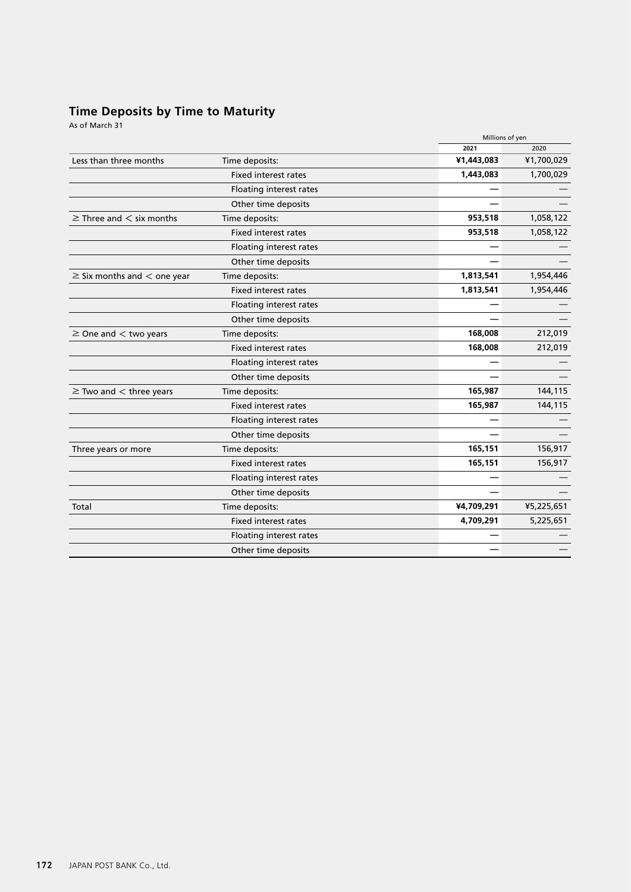## Time Deposits by Time to Maturity

As of March 31

| | | Millions of yen | |
|---|---|---|---|
| | | **2021** | 2020 |
| Less than three months | Time deposits: | **¥1,443,083** | ¥1,700,029 |
| | Fixed interest rates | **1,443,083** | 1,700,029 |
| | Floating interest rates | **—** | — |
| | Other time deposits | **—** | — |
| ≥ Three and < six months | Time deposits: | **953,518** | 1,058,122 |
| | Fixed interest rates | **953,518** | 1,058,122 |
| | Floating interest rates | **—** | — |
| | Other time deposits | **—** | — |
| ≥ Six months and < one year | Time deposits: | **1,813,541** | 1,954,446 |
| | Fixed interest rates | **1,813,541** | 1,954,446 |
| | Floating interest rates | **—** | — |
| | Other time deposits | **—** | — |
| ≥ One and < two years | Time deposits: | **168,008** | 212,019 |
| | Fixed interest rates | **168,008** | 212,019 |
| | Floating interest rates | **—** | — |
| | Other time deposits | **—** | — |
| ≥ Two and < three years | Time deposits: | **165,987** | 144,115 |
| | Fixed interest rates | **165,987** | 144,115 |
| | Floating interest rates | **—** | — |
| | Other time deposits | **—** | — |
| Three years or more | Time deposits: | **165,151** | 156,917 |
| | Fixed interest rates | **165,151** | 156,917 |
| | Floating interest rates | **—** | — |
| | Other time deposits | **—** | — |
| Total | Time deposits: | **¥4,709,291** | ¥5,225,651 |
| | Fixed interest rates | **4,709,291** | 5,225,651 |
| | Floating interest rates | **—** | — |
| | Other time deposits | **—** | — |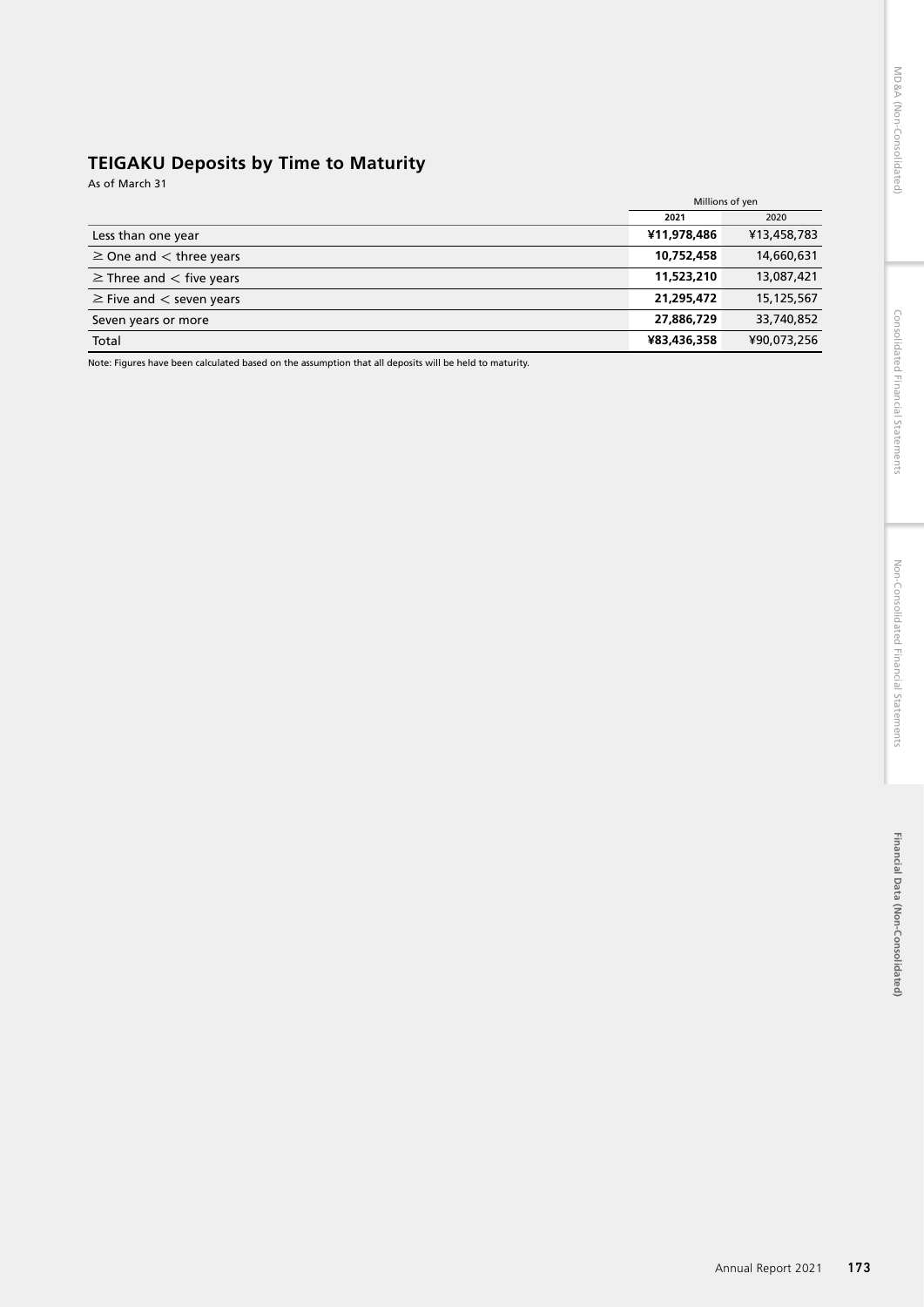## TEIGAKU Deposits by Time to Maturity

As of March 31

| | Millions of yen | |
|---|---|---|
| | **2021** | 2020 |
| Less than one year | **¥11,978,486** | ¥13,458,783 |
| ≥ One and < three years | **10,752,458** | 14,660,631 |
| ≥ Three and < five years | **11,523,210** | 13,087,421 |
| ≥ Five and < seven years | **21,295,472** | 15,125,567 |
| Seven years or more | **27,886,729** | 33,740,852 |
| Total | **¥83,436,358** | ¥90,073,256 |

Note: Figures have been calculated based on the assumption that all deposits will be held to maturity.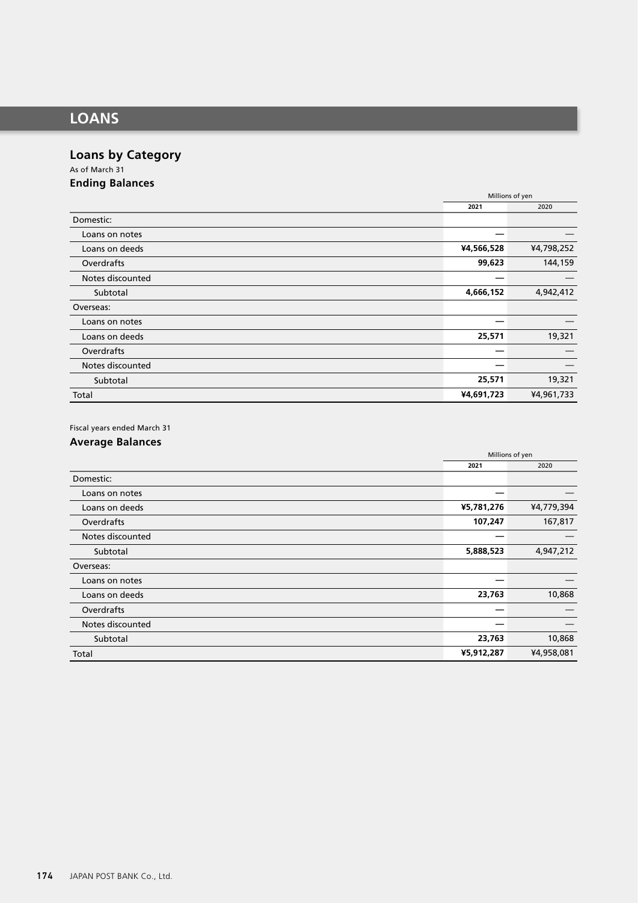# LOANS

## Loans by Category

As of March 31

### Ending Balances

| | Millions of yen | |
|---|---|---|
| | **2021** | 2020 |
| Domestic: | | |
| Loans on notes | — | — |
| Loans on deeds | **¥4,566,528** | ¥4,798,252 |
| Overdrafts | **99,623** | 144,159 |
| Notes discounted | — | — |
| Subtotal | **4,666,152** | 4,942,412 |
| Overseas: | | |
| Loans on notes | — | — |
| Loans on deeds | **25,571** | 19,321 |
| Overdrafts | — | — |
| Notes discounted | — | — |
| Subtotal | **25,571** | 19,321 |
| Total | **¥4,691,723** | ¥4,961,733 |

Fiscal years ended March 31

### Average Balances

| | Millions of yen | |
|---|---|---|
| | **2021** | 2020 |
| Domestic: | | |
| Loans on notes | — | — |
| Loans on deeds | **¥5,781,276** | ¥4,779,394 |
| Overdrafts | **107,247** | 167,817 |
| Notes discounted | — | — |
| Subtotal | **5,888,523** | 4,947,212 |
| Overseas: | | |
| Loans on notes | — | — |
| Loans on deeds | **23,763** | 10,868 |
| Overdrafts | — | — |
| Notes discounted | — | — |
| Subtotal | **23,763** | 10,868 |
| Total | **¥5,912,287** | ¥4,958,081 |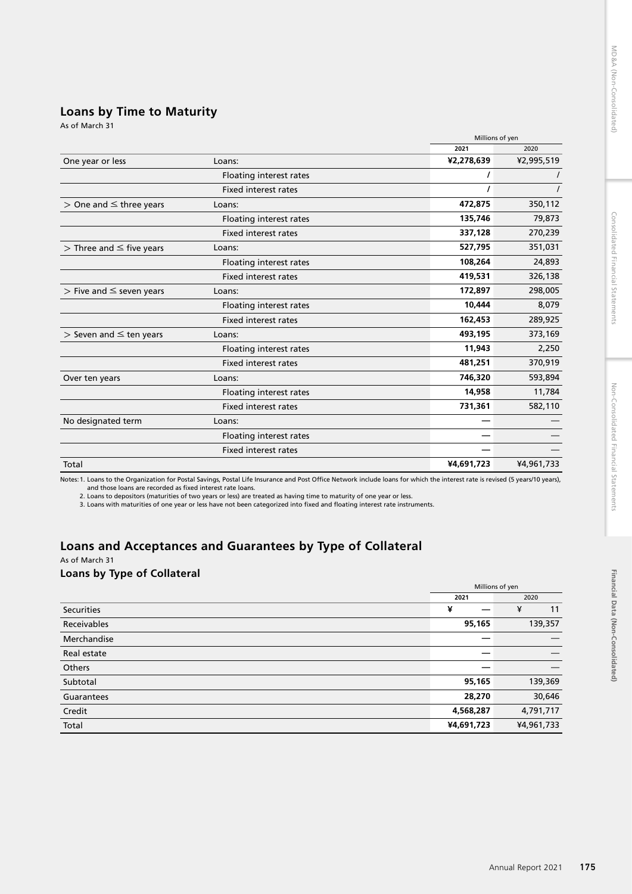## Loans by Time to Maturity

As of March 31

| | | Millions of yen | |
|---|---|---|---|
| | | **2021** | 2020 |
| One year or less | Loans: | **¥2,278,639** | ¥2,995,519 |
| | Floating interest rates | **/** | / |
| | Fixed interest rates | **/** | / |
| > One and ≤ three years | Loans: | **472,875** | 350,112 |
| | Floating interest rates | **135,746** | 79,873 |
| | Fixed interest rates | **337,128** | 270,239 |
| > Three and ≤ five years | Loans: | **527,795** | 351,031 |
| | Floating interest rates | **108,264** | 24,893 |
| | Fixed interest rates | **419,531** | 326,138 |
| > Five and ≤ seven years | Loans: | **172,897** | 298,005 |
| | Floating interest rates | **10,444** | 8,079 |
| | Fixed interest rates | **162,453** | 289,925 |
| > Seven and ≤ ten years | Loans: | **493,195** | 373,169 |
| | Floating interest rates | **11,943** | 2,250 |
| | Fixed interest rates | **481,251** | 370,919 |
| Over ten years | Loans: | **746,320** | 593,894 |
| | Floating interest rates | **14,958** | 11,784 |
| | Fixed interest rates | **731,361** | 582,110 |
| No designated term | Loans: | **—** | — |
| | Floating interest rates | **—** | — |
| | Fixed interest rates | **—** | — |
| Total | | **¥4,691,723** | ¥4,961,733 |

Notes: 1. Loans to the Organization for Postal Savings, Postal Life Insurance and Post Office Network include loans for which the interest rate is revised (5 years/10 years), and those loans are recorded as fixed interest rate loans.
2. Loans to depositors (maturities of two years or less) are treated as having time to maturity of one year or less.
3. Loans with maturities of one year or less have not been categorized into fixed and floating interest rate instruments.

## Loans and Acceptances and Guarantees by Type of Collateral

As of March 31

### Loans by Type of Collateral

| | Millions of yen | |
|---|---|---|
| | **2021** | 2020 |
| Securities | **¥ —** | ¥ 11 |
| Receivables | **95,165** | 139,357 |
| Merchandise | **—** | — |
| Real estate | **—** | — |
| Others | **—** | — |
| Subtotal | **95,165** | 139,369 |
| Guarantees | **28,270** | 30,646 |
| Credit | **4,568,287** | 4,791,717 |
| Total | **¥4,691,723** | ¥4,961,733 |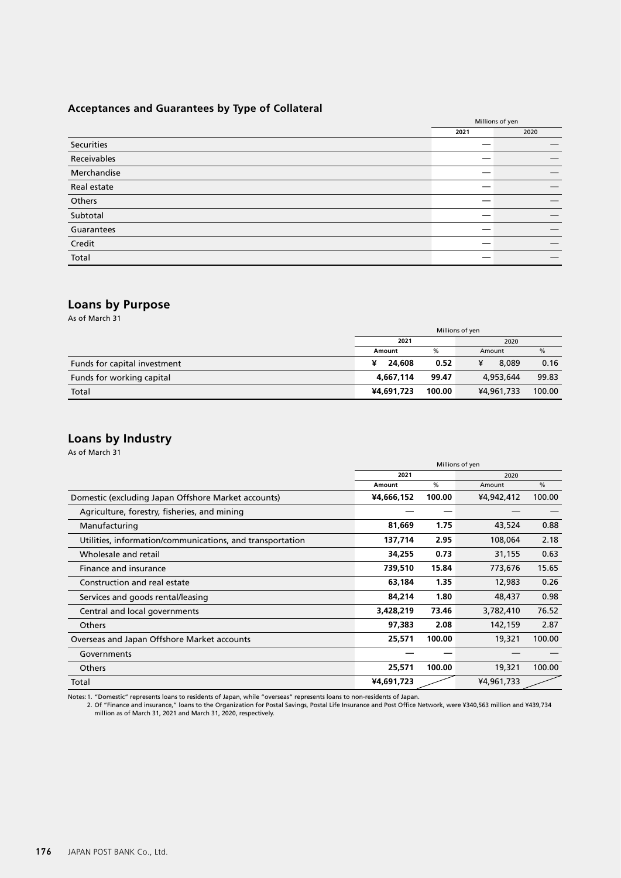### Acceptances and Guarantees by Type of Collateral

| | Millions of yen | |
|---|---|---|
| | **2021** | 2020 |
| Securities | — | — |
| Receivables | — | — |
| Merchandise | — | — |
| Real estate | — | — |
| Others | — | — |
| Subtotal | — | — |
| Guarantees | — | — |
| Credit | — | — |
| Total | — | — |

## Loans by Purpose

As of March 31

| | Millions of yen | | | |
|---|---|---|---|---|
| | **2021** | | 2020 | |
| | **Amount** | **%** | Amount | % |
| Funds for capital investment | **¥ 24,608** | **0.52** | ¥ 8,089 | 0.16 |
| Funds for working capital | **4,667,114** | **99.47** | 4,953,644 | 99.83 |
| Total | **¥4,691,723** | **100.00** | ¥4,961,733 | 100.00 |

## Loans by Industry

As of March 31

| | Millions of yen | | | |
|---|---|---|---|---|
| | **2021** | | 2020 | |
| | **Amount** | **%** | Amount | % |
| Domestic (excluding Japan Offshore Market accounts) | **¥4,666,152** | **100.00** | ¥4,942,412 | 100.00 |
| Agriculture, forestry, fisheries, and mining | **—** | **—** | — | — |
| Manufacturing | **81,669** | **1.75** | 43,524 | 0.88 |
| Utilities, information/communications, and transportation | **137,714** | **2.95** | 108,064 | 2.18 |
| Wholesale and retail | **34,255** | **0.73** | 31,155 | 0.63 |
| Finance and insurance | **739,510** | **15.84** | 773,676 | 15.65 |
| Construction and real estate | **63,184** | **1.35** | 12,983 | 0.26 |
| Services and goods rental/leasing | **84,214** | **1.80** | 48,437 | 0.98 |
| Central and local governments | **3,428,219** | **73.46** | 3,782,410 | 76.52 |
| Others | **97,383** | **2.08** | 142,159 | 2.87 |
| Overseas and Japan Offshore Market accounts | **25,571** | **100.00** | 19,321 | 100.00 |
| Governments | **—** | **—** | — | — |
| Others | **25,571** | **100.00** | 19,321 | 100.00 |
| Total | **¥4,691,723** | | ¥4,961,733 | |

Notes: 1. "Domestic" represents loans to residents of Japan, while "overseas" represents loans to non-residents of Japan.
2. Of "Finance and insurance," loans to the Organization for Postal Savings, Postal Life Insurance and Post Office Network, were ¥340,563 million and ¥439,734 million as of March 31, 2021 and March 31, 2020, respectively.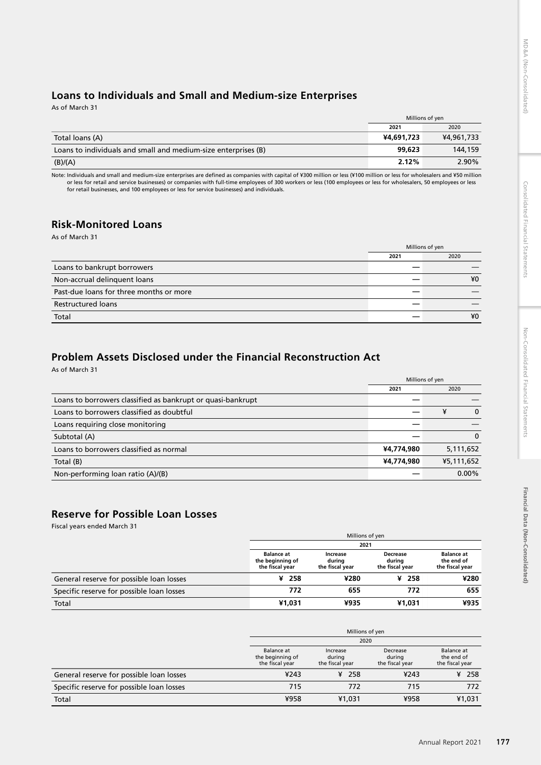## Loans to Individuals and Small and Medium-size Enterprises

As of March 31

| | Millions of yen | |
|---|---|---|
| | **2021** | 2020 |
| Total loans (A) | **¥4,691,723** | ¥4,961,733 |
| Loans to individuals and small and medium-size enterprises (B) | **99,623** | 144,159 |
| (B)/(A) | **2.12%** | 2.90% |

Note: Individuals and small and medium-size enterprises are defined as companies with capital of ¥300 million or less (¥100 million or less for wholesalers and ¥50 million or less for retail and service businesses) or companies with full-time employees of 300 workers or less (100 employees or less for wholesalers, 50 employees or less for retail businesses, and 100 employees or less for service businesses) and individuals.

## Risk-Monitored Loans

As of March 31

| | Millions of yen | |
|---|---|---|
| | **2021** | 2020 |
| Loans to bankrupt borrowers | **—** | — |
| Non-accrual delinquent loans | **—** | ¥0 |
| Past-due loans for three months or more | **—** | — |
| Restructured loans | **—** | — |
| Total | **—** | ¥0 |

## Problem Assets Disclosed under the Financial Reconstruction Act

As of March 31

| | Millions of yen | |
|---|---|---|
| | **2021** | 2020 |
| Loans to borrowers classified as bankrupt or quasi-bankrupt | **—** | — |
| Loans to borrowers classified as doubtful | **—** | ¥ 0 |
| Loans requiring close monitoring | **—** | — |
| Subtotal (A) | **—** | 0 |
| Loans to borrowers classified as normal | **¥4,774,980** | 5,111,652 |
| Total (B) | **¥4,774,980** | ¥5,111,652 |
| Non-performing loan ratio (A)/(B) | **—** | 0.00% |

## Reserve for Possible Loan Losses

Fiscal years ended March 31

| | Millions of yen | | | |
|---|---|---|---|---|
| | **2021** | | | |
| | **Balance at the beginning of the fiscal year** | **Increase during the fiscal year** | **Decrease during the fiscal year** | **Balance at the end of the fiscal year** |
| General reserve for possible loan losses | **¥ 258** | **¥280** | **¥ 258** | **¥280** |
| Specific reserve for possible loan losses | **772** | **655** | **772** | **655** |
| Total | **¥1,031** | **¥935** | **¥1,031** | **¥935** |

| | Millions of yen | | | |
|---|---|---|---|---|
| | 2020 | | | |
| | Balance at the beginning of the fiscal year | Increase during the fiscal year | Decrease during the fiscal year | Balance at the end of the fiscal year |
| General reserve for possible loan losses | ¥243 | ¥ 258 | ¥243 | ¥ 258 |
| Specific reserve for possible loan losses | 715 | 772 | 715 | 772 |
| Total | ¥958 | ¥1,031 | ¥958 | ¥1,031 |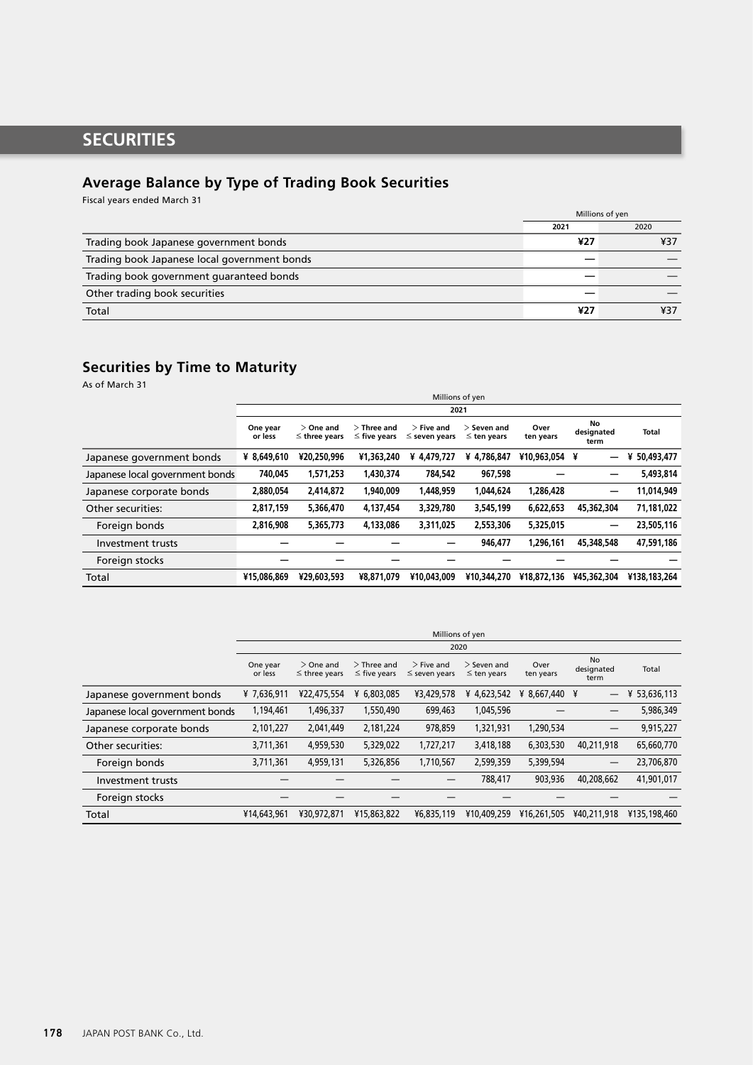# SECURITIES

## Average Balance by Type of Trading Book Securities

Fiscal years ended March 31

| | Millions of yen | |
|---|---|---|
| | **2021** | 2020 |
| Trading book Japanese government bonds | **¥27** | ¥37 |
| Trading book Japanese local government bonds | **—** | — |
| Trading book government guaranteed bonds | **—** | — |
| Other trading book securities | **—** | — |
| Total | **¥27** | ¥37 |

## Securities by Time to Maturity

As of March 31

| | Millions of yen | | | | | | | |
|---|---|---|---|---|---|---|---|---|
| | **2021** | | | | | | | |
| | **One year or less** | **> One and ≤ three years** | **> Three and ≤ five years** | **> Five and ≤ seven years** | **> Seven and ≤ ten years** | **Over ten years** | **No designated term** | **Total** |
| Japanese government bonds | **¥ 8,649,610** | **¥20,250,996** | **¥1,363,240** | **¥ 4,479,727** | **¥ 4,786,847** | **¥10,963,054** | **¥ —** | **¥ 50,493,477** |
| Japanese local government bonds | **740,045** | **1,571,253** | **1,430,374** | **784,542** | **967,598** | **—** | **—** | **5,493,814** |
| Japanese corporate bonds | **2,880,054** | **2,414,872** | **1,940,009** | **1,448,959** | **1,044,624** | **1,286,428** | **—** | **11,014,949** |
| Other securities: | **2,817,159** | **5,366,470** | **4,137,454** | **3,329,780** | **3,545,199** | **6,622,653** | **45,362,304** | **71,181,022** |
| Foreign bonds | **2,816,908** | **5,365,773** | **4,133,086** | **3,311,025** | **2,553,306** | **5,325,015** | **—** | **23,505,116** |
| Investment trusts | **—** | **—** | **—** | **—** | **946,477** | **1,296,161** | **45,348,548** | **47,591,186** |
| Foreign stocks | **—** | **—** | **—** | **—** | **—** | **—** | **—** | **—** |
| Total | **¥15,086,869** | **¥29,603,593** | **¥8,871,079** | **¥10,043,009** | **¥10,344,270** | **¥18,872,136** | **¥45,362,304** | **¥138,183,264** |

| | Millions of yen | | | | | | | |
|---|---|---|---|---|---|---|---|---|
| | 2020 | | | | | | | |
| | One year or less | > One and ≤ three years | > Three and ≤ five years | > Five and ≤ seven years | > Seven and ≤ ten years | Over ten years | No designated term | Total |
| Japanese government bonds | ¥ 7,636,911 | ¥22,475,554 | ¥ 6,803,085 | ¥3,429,578 | ¥ 4,623,542 | ¥ 8,667,440 | ¥ — | ¥ 53,636,113 |
| Japanese local government bonds | 1,194,461 | 1,496,337 | 1,550,490 | 699,463 | 1,045,596 | — | — | 5,986,349 |
| Japanese corporate bonds | 2,101,227 | 2,041,449 | 2,181,224 | 978,859 | 1,321,931 | 1,290,534 | — | 9,915,227 |
| Other securities: | 3,711,361 | 4,959,530 | 5,329,022 | 1,727,217 | 3,418,188 | 6,303,530 | 40,211,918 | 65,660,770 |
| Foreign bonds | 3,711,361 | 4,959,131 | 5,326,856 | 1,710,567 | 2,599,359 | 5,399,594 | — | 23,706,870 |
| Investment trusts | — | — | — | — | 788,417 | 903,936 | 40,208,662 | 41,901,017 |
| Foreign stocks | — | — | — | — | — | — | — | — |
| Total | ¥14,643,961 | ¥30,972,871 | ¥15,863,822 | ¥6,835,119 | ¥10,409,259 | ¥16,261,505 | ¥40,211,918 | ¥135,198,460 |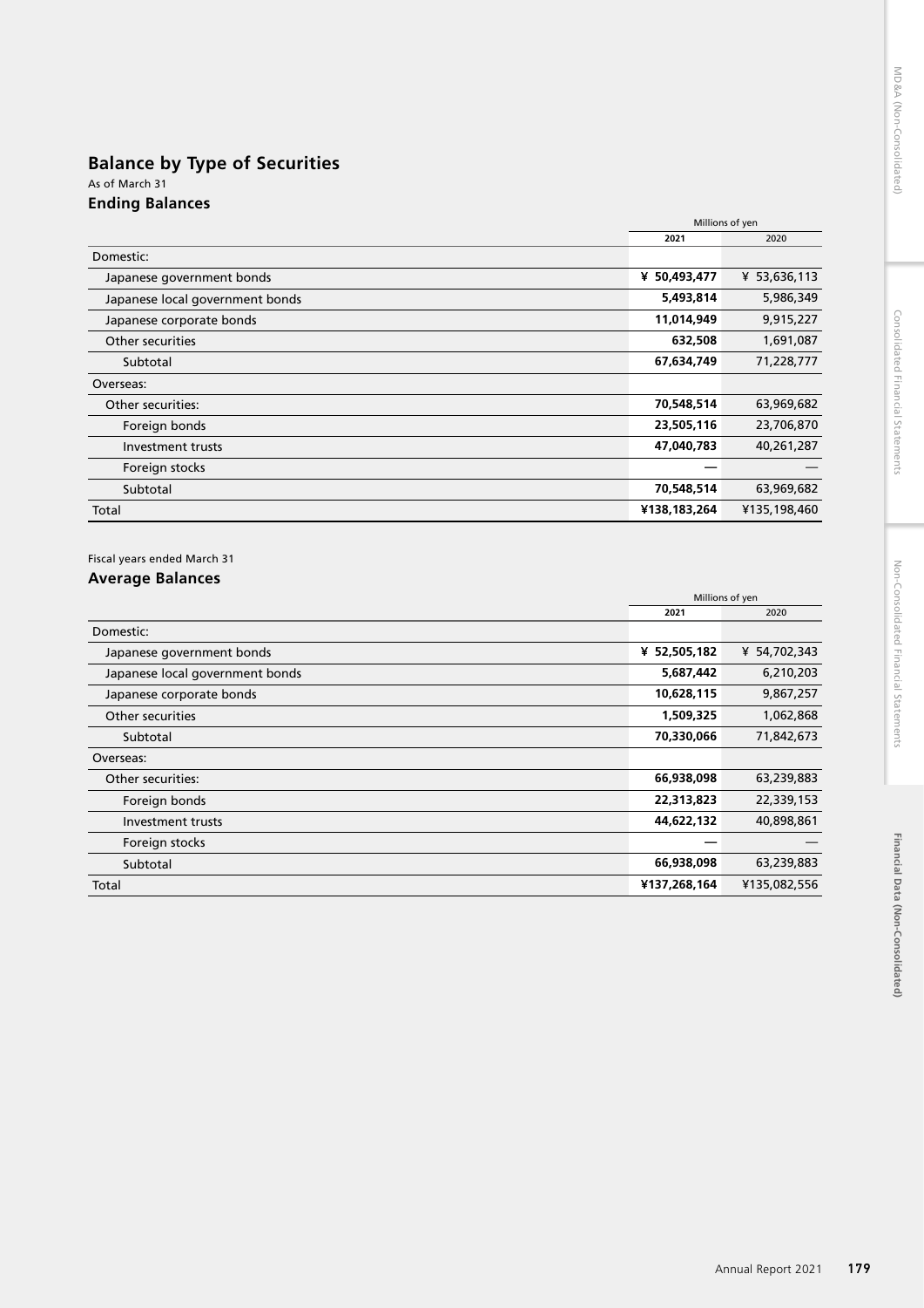## Balance by Type of Securities

As of March 31

### Ending Balances

| | Millions of yen | |
|---|---|---|
| | **2021** | 2020 |
| Domestic: | | |
| Japanese government bonds | **¥ 50,493,477** | ¥ 53,636,113 |
| Japanese local government bonds | **5,493,814** | 5,986,349 |
| Japanese corporate bonds | **11,014,949** | 9,915,227 |
| Other securities | **632,508** | 1,691,087 |
| Subtotal | **67,634,749** | 71,228,777 |
| Overseas: | | |
| Other securities: | **70,548,514** | 63,969,682 |
| Foreign bonds | **23,505,116** | 23,706,870 |
| Investment trusts | **47,040,783** | 40,261,287 |
| Foreign stocks | **—** | — |
| Subtotal | **70,548,514** | 63,969,682 |
| Total | **¥138,183,264** | ¥135,198,460 |

Fiscal years ended March 31

### Average Balances

| | Millions of yen | |
|---|---|---|
| | **2021** | 2020 |
| Domestic: | | |
| Japanese government bonds | **¥ 52,505,182** | ¥ 54,702,343 |
| Japanese local government bonds | **5,687,442** | 6,210,203 |
| Japanese corporate bonds | **10,628,115** | 9,867,257 |
| Other securities | **1,509,325** | 1,062,868 |
| Subtotal | **70,330,066** | 71,842,673 |
| Overseas: | | |
| Other securities: | **66,938,098** | 63,239,883 |
| Foreign bonds | **22,313,823** | 22,339,153 |
| Investment trusts | **44,622,132** | 40,898,861 |
| Foreign stocks | **—** | — |
| Subtotal | **66,938,098** | 63,239,883 |
| Total | **¥137,268,164** | ¥135,082,556 |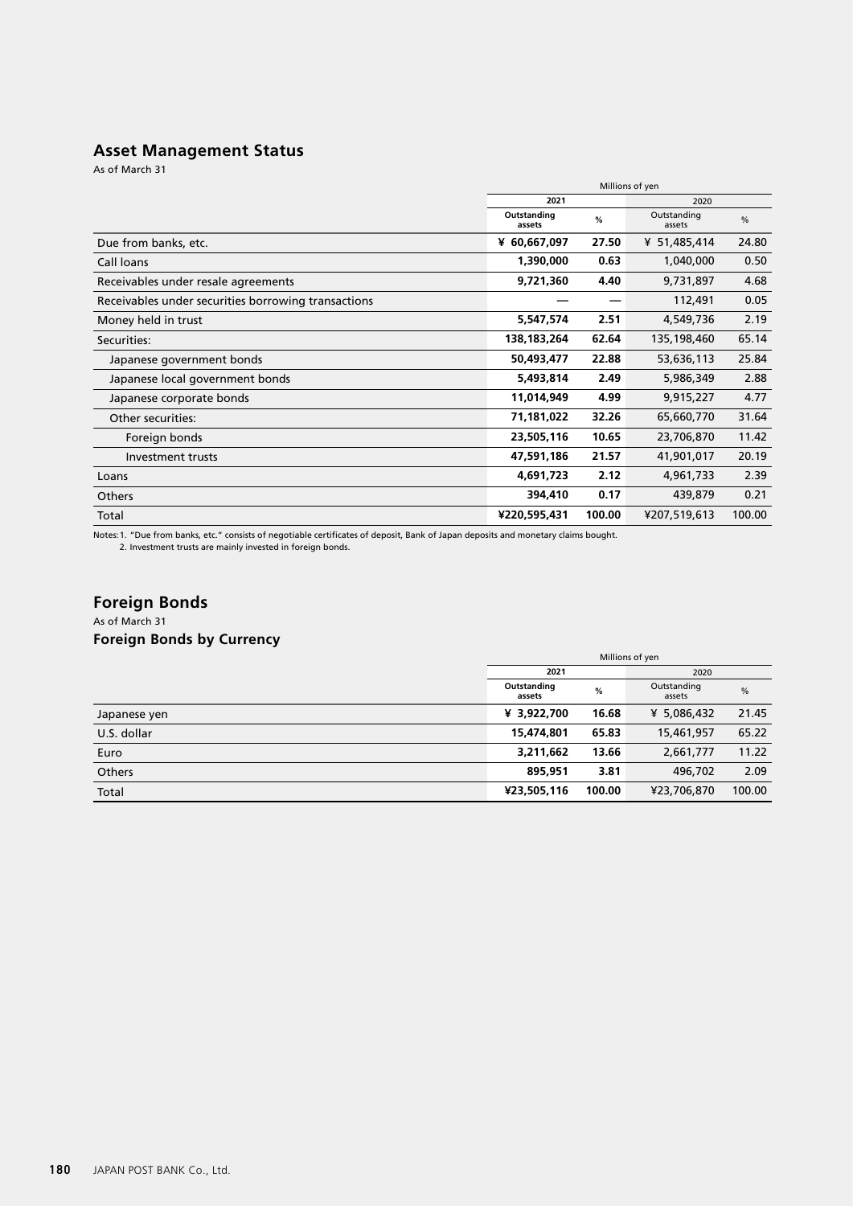## Asset Management Status

As of March 31

| | Millions of yen | | | |
|---|---|---|---|---|
| | 2021 | | 2020 | |
| | Outstanding assets | % | Outstanding assets | % |
| Due from banks, etc. | **¥ 60,667,097** | **27.50** | ¥ 51,485,414 | 24.80 |
| Call loans | **1,390,000** | **0.63** | 1,040,000 | 0.50 |
| Receivables under resale agreements | **9,721,360** | **4.40** | 9,731,897 | 4.68 |
| Receivables under securities borrowing transactions | **—** | **—** | 112,491 | 0.05 |
| Money held in trust | **5,547,574** | **2.51** | 4,549,736 | 2.19 |
| Securities: | **138,183,264** | **62.64** | 135,198,460 | 65.14 |
| Japanese government bonds | **50,493,477** | **22.88** | 53,636,113 | 25.84 |
| Japanese local government bonds | **5,493,814** | **2.49** | 5,986,349 | 2.88 |
| Japanese corporate bonds | **11,014,949** | **4.99** | 9,915,227 | 4.77 |
| Other securities: | **71,181,022** | **32.26** | 65,660,770 | 31.64 |
| Foreign bonds | **23,505,116** | **10.65** | 23,706,870 | 11.42 |
| Investment trusts | **47,591,186** | **21.57** | 41,901,017 | 20.19 |
| Loans | **4,691,723** | **2.12** | 4,961,733 | 2.39 |
| Others | **394,410** | **0.17** | 439,879 | 0.21 |
| Total | **¥220,595,431** | **100.00** | ¥207,519,613 | 100.00 |

Notes: 1. "Due from banks, etc." consists of negotiable certificates of deposit, Bank of Japan deposits and monetary claims bought.
2. Investment trusts are mainly invested in foreign bonds.

## Foreign Bonds

As of March 31

### Foreign Bonds by Currency

| | Millions of yen | | | |
|---|---|---|---|---|
| | 2021 | | 2020 | |
| | Outstanding assets | % | Outstanding assets | % |
| Japanese yen | **¥ 3,922,700** | **16.68** | ¥ 5,086,432 | 21.45 |
| U.S. dollar | **15,474,801** | **65.83** | 15,461,957 | 65.22 |
| Euro | **3,211,662** | **13.66** | 2,661,777 | 11.22 |
| Others | **895,951** | **3.81** | 496,702 | 2.09 |
| Total | **¥23,505,116** | **100.00** | ¥23,706,870 | 100.00 |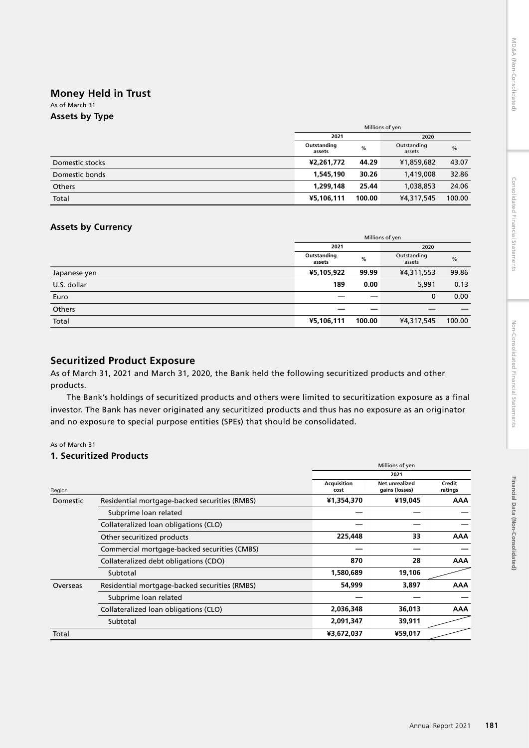## Money Held in Trust

As of March 31

### Assets by Type

| | Millions of yen | | | |
|---|---|---|---|---|
| | 2021 | | 2020 | |
| | Outstanding assets | % | Outstanding assets | % |
| Domestic stocks | **¥2,261,772** | **44.29** | ¥1,859,682 | 43.07 |
| Domestic bonds | **1,545,190** | **30.26** | 1,419,008 | 32.86 |
| Others | **1,299,148** | **25.44** | 1,038,853 | 24.06 |
| Total | **¥5,106,111** | **100.00** | ¥4,317,545 | 100.00 |

### Assets by Currency

| | Millions of yen | | | |
|---|---|---|---|---|
| | 2021 | | 2020 | |
| | Outstanding assets | % | Outstanding assets | % |
| Japanese yen | **¥5,105,922** | **99.99** | ¥4,311,553 | 99.86 |
| U.S. dollar | **189** | **0.00** | 5,991 | 0.13 |
| Euro | **—** | **—** | 0 | 0.00 |
| Others | **—** | **—** | — | — |
| Total | **¥5,106,111** | **100.00** | ¥4,317,545 | 100.00 |

## Securitized Product Exposure

As of March 31, 2021 and March 31, 2020, the Bank held the following securitized products and other products.

The Bank's holdings of securitized products and others were limited to securitization exposure as a final investor. The Bank has never originated any securitized products and thus has no exposure as an originator and no exposure to special purpose entities (SPEs) that should be consolidated.

As of March 31

### 1. Securitized Products

| | | Millions of yen | | |
|---|---|---|---|---|
| | | 2021 | | |
| Region | | Acquisition cost | Net unrealized gains (losses) | Credit ratings |
| Domestic | Residential mortgage-backed securities (RMBS) | **¥1,354,370** | **¥19,045** | **AAA** |
| | Subprime loan related | **—** | **—** | **—** |
| | Collateralized loan obligations (CLO) | **—** | **—** | **—** |
| | Other securitized products | **225,448** | **33** | **AAA** |
| | Commercial mortgage-backed securities (CMBS) | **—** | **—** | **—** |
| | Collateralized debt obligations (CDO) | **870** | **28** | **AAA** |
| | Subtotal | **1,580,689** | **19,106** | |
| Overseas | Residential mortgage-backed securities (RMBS) | **54,999** | **3,897** | **AAA** |
| | Subprime loan related | **—** | **—** | **—** |
| | Collateralized loan obligations (CLO) | **2,036,348** | **36,013** | **AAA** |
| | Subtotal | **2,091,347** | **39,911** | |
| Total | | **¥3,672,037** | **¥59,017** | |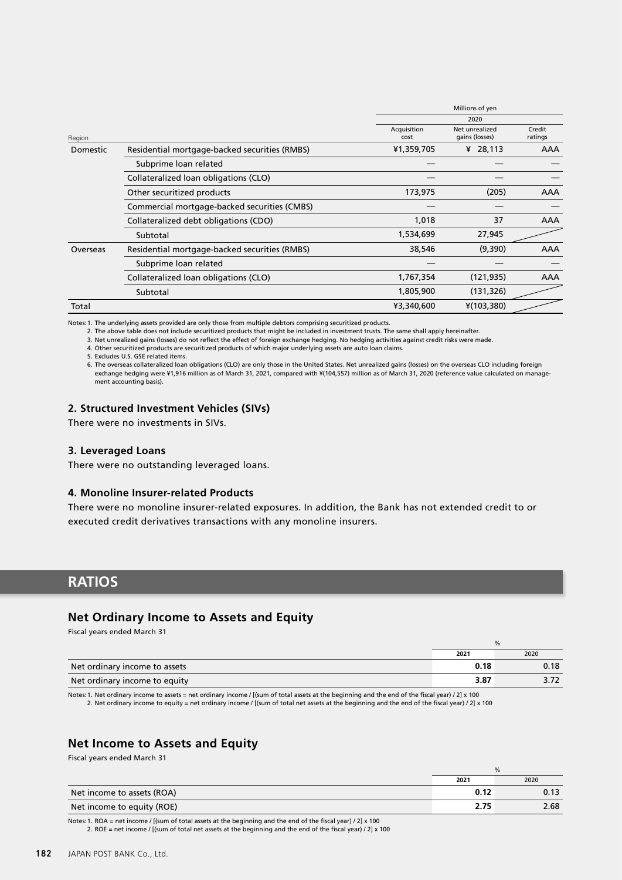| Region | | Millions of yen | | |
|---|---|---|---|---|
| | | 2020 | | |
| | | Acquisition cost | Net unrealized gains (losses) | Credit ratings |
| Domestic | Residential mortgage-backed securities (RMBS) | ¥1,359,705 | ¥ 28,113 | AAA |
| | Subprime loan related | — | — | — |
| | Collateralized loan obligations (CLO) | — | — | — |
| | Other securitized products | 173,975 | (205) | AAA |
| | Commercial mortgage-backed securities (CMBS) | — | — | — |
| | Collateralized debt obligations (CDO) | 1,018 | 37 | AAA |
| | Subtotal | 1,534,699 | 27,945 | |
| Overseas | Residential mortgage-backed securities (RMBS) | 38,546 | (9,390) | AAA |
| | Subprime loan related | — | — | — |
| | Collateralized loan obligations (CLO) | 1,767,354 | (121,935) | AAA |
| | Subtotal | 1,805,900 | (131,326) | |
| Total | | ¥3,340,600 | ¥(103,380) | |

Notes: 1. The underlying assets provided are only those from multiple debtors comprising securitized products.
2. The above table does not include securitized products that might be included in investment trusts. The same shall apply hereinafter.
3. Net unrealized gains (losses) do not reflect the effect of foreign exchange hedging. No hedging activities against credit risks were made.
4. Other securitized products are securitized products of which major underlying assets are auto loan claims.
5. Excludes U.S. GSE related items.
6. The overseas collateralized loan obligations (CLO) are only those in the United States. Net unrealized gains (losses) on the overseas CLO including foreign exchange hedging were ¥1,916 million as of March 31, 2021, compared with ¥(104,557) million as of March 31, 2020 (reference value calculated on management accounting basis).

### 2. Structured Investment Vehicles (SIVs)

There were no investments in SIVs.

### 3. Leveraged Loans

There were no outstanding leveraged loans.

### 4. Monoline Insurer-related Products

There were no monoline insurer-related exposures. In addition, the Bank has not extended credit to or executed credit derivatives transactions with any monoline insurers.

# RATIOS

## Net Ordinary Income to Assets and Equity

Fiscal years ended March 31

| | % | |
|---|---|---|
| | **2021** | 2020 |
| Net ordinary income to assets | **0.18** | 0.18 |
| Net ordinary income to equity | **3.87** | 3.72 |

Notes: 1. Net ordinary income to assets = net ordinary income / [(sum of total assets at the beginning and the end of the fiscal year) / 2] x 100
2. Net ordinary income to equity = net ordinary income / [(sum of total net assets at the beginning and the end of the fiscal year) / 2] x 100

## Net Income to Assets and Equity

Fiscal years ended March 31

| | % | |
|---|---|---|
| | **2021** | 2020 |
| Net income to assets (ROA) | **0.12** | 0.13 |
| Net income to equity (ROE) | **2.75** | 2.68 |

Notes: 1. ROA = net income / [(sum of total assets at the beginning and the end of the fiscal year) / 2] x 100
2. ROE = net income / [(sum of total net assets at the beginning and the end of the fiscal year) / 2] x 100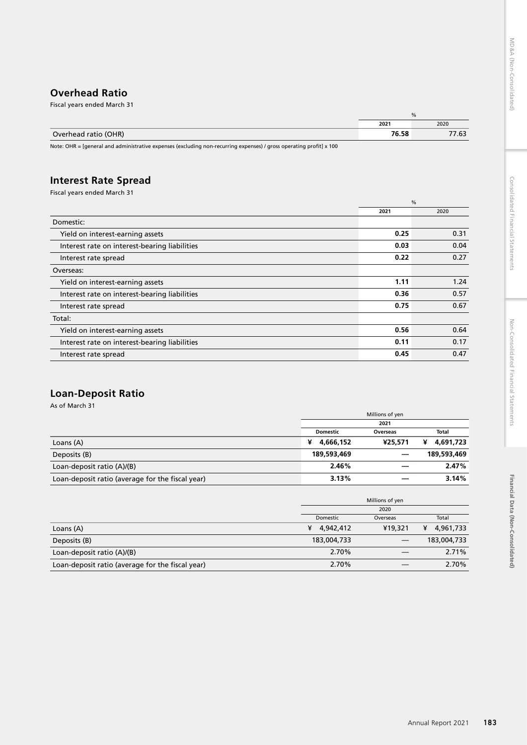## Overhead Ratio

Fiscal years ended March 31

| | % | |
|---|---|---|
| | **2021** | 2020 |
| Overhead ratio (OHR) | **76.58** | 77.63 |

Note: OHR = [general and administrative expenses (excluding non-recurring expenses) / gross operating profit] x 100

## Interest Rate Spread

Fiscal years ended March 31

| | % | |
|---|---|---|
| | **2021** | 2020 |
| Domestic: | | |
| Yield on interest-earning assets | **0.25** | 0.31 |
| Interest rate on interest-bearing liabilities | **0.03** | 0.04 |
| Interest rate spread | **0.22** | 0.27 |
| Overseas: | | |
| Yield on interest-earning assets | **1.11** | 1.24 |
| Interest rate on interest-bearing liabilities | **0.36** | 0.57 |
| Interest rate spread | **0.75** | 0.67 |
| Total: | | |
| Yield on interest-earning assets | **0.56** | 0.64 |
| Interest rate on interest-bearing liabilities | **0.11** | 0.17 |
| Interest rate spread | **0.45** | 0.47 |

## Loan-Deposit Ratio

As of March 31

| | Millions of yen | | |
|---|---|---|---|
| | **2021** | | |
| | **Domestic** | **Overseas** | **Total** |
| Loans (A) | **¥ 4,666,152** | **¥25,571** | **¥ 4,691,723** |
| Deposits (B) | **189,593,469** | **—** | **189,593,469** |
| Loan-deposit ratio (A)/(B) | **2.46%** | **—** | **2.47%** |
| Loan-deposit ratio (average for the fiscal year) | **3.13%** | **—** | **3.14%** |

| | Millions of yen | | |
|---|---|---|---|
| | 2020 | | |
| | Domestic | Overseas | Total |
| Loans (A) | ¥ 4,942,412 | ¥19,321 | ¥ 4,961,733 |
| Deposits (B) | 183,004,733 | — | 183,004,733 |
| Loan-deposit ratio (A)/(B) | 2.70% | — | 2.71% |
| Loan-deposit ratio (average for the fiscal year) | 2.70% | — | 2.70% |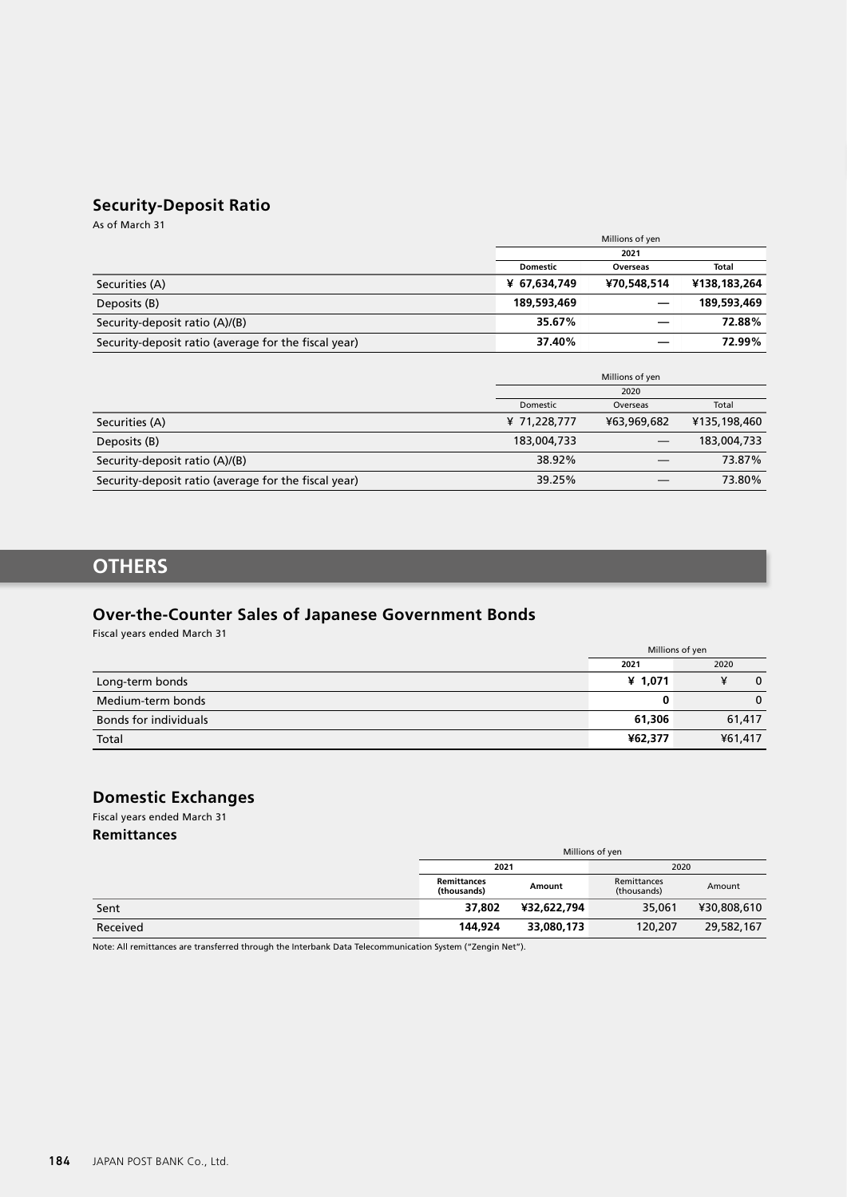## Security-Deposit Ratio

As of March 31

| | Millions of yen | | |
|---|---|---|---|
| | 2021 | | |
| | **Domestic** | **Overseas** | **Total** |
| Securities (A) | **¥ 67,634,749** | **¥70,548,514** | **¥138,183,264** |
| Deposits (B) | **189,593,469** | **—** | **189,593,469** |
| Security-deposit ratio (A)/(B) | **35.67%** | **—** | **72.88%** |
| Security-deposit ratio (average for the fiscal year) | **37.40%** | **—** | **72.99%** |

| | Millions of yen | | |
|---|---|---|---|
| | 2020 | | |
| | Domestic | Overseas | Total |
| Securities (A) | ¥ 71,228,777 | ¥63,969,682 | ¥135,198,460 |
| Deposits (B) | 183,004,733 | — | 183,004,733 |
| Security-deposit ratio (A)/(B) | 38.92% | — | 73.87% |
| Security-deposit ratio (average for the fiscal year) | 39.25% | — | 73.80% |

# OTHERS

## Over-the-Counter Sales of Japanese Government Bonds

Fiscal years ended March 31

| | Millions of yen | |
|---|---|---|
| | 2021 | 2020 |
| Long-term bonds | **¥ 1,071** | ¥ 0 |
| Medium-term bonds | **0** | 0 |
| Bonds for individuals | **61,306** | 61,417 |
| Total | **¥62,377** | ¥61,417 |

## Domestic Exchanges

Fiscal years ended March 31

### Remittances

| | Millions of yen | | | |
|---|---|---|---|---|
| | 2021 | | 2020 | |
| | **Remittances (thousands)** | **Amount** | Remittances (thousands) | Amount |
| Sent | **37,802** | **¥32,622,794** | 35,061 | ¥30,808,610 |
| Received | **144,924** | **33,080,173** | 120,207 | 29,582,167 |

Note: All remittances are transferred through the Interbank Data Telecommunication System ("Zengin Net").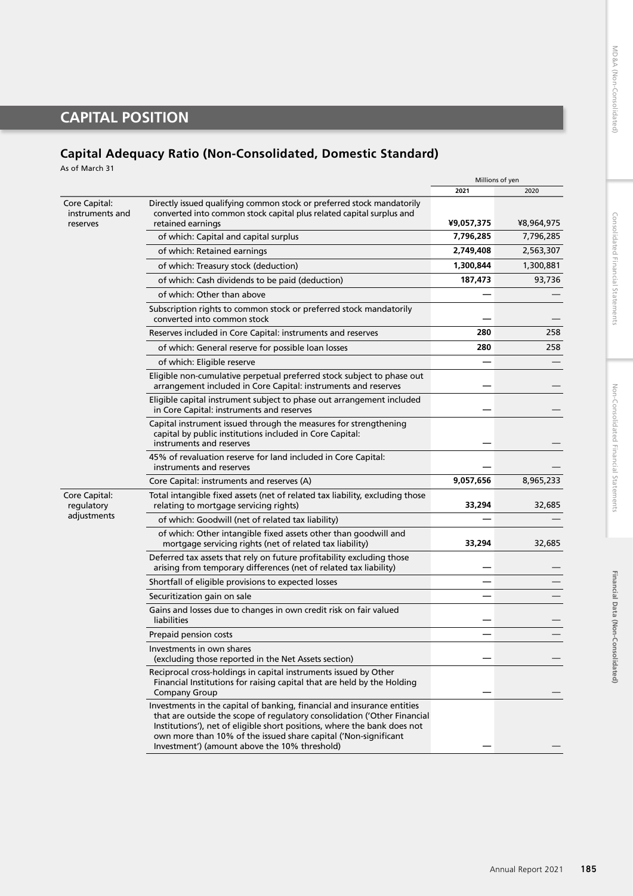# CAPITAL POSITION

## Capital Adequacy Ratio (Non-Consolidated, Domestic Standard)

As of March 31

| | | Millions of yen | |
|---|---|---|---|
| | | 2021 | 2020 |
| Core Capital: instruments and reserves | Directly issued qualifying common stock or preferred stock mandatorily converted into common stock capital plus related capital surplus and retained earnings | **¥9,057,375** | ¥8,964,975 |
| | of which: Capital and capital surplus | **7,796,285** | 7,796,285 |
| | of which: Retained earnings | **2,749,408** | 2,563,307 |
| | of which: Treasury stock (deduction) | **1,300,844** | 1,300,881 |
| | of which: Cash dividends to be paid (deduction) | **187,473** | 93,736 |
| | of which: Other than above | **—** | — |
| | Subscription rights to common stock or preferred stock mandatorily converted into common stock | **—** | — |
| | Reserves included in Core Capital: instruments and reserves | **280** | 258 |
| | of which: General reserve for possible loan losses | **280** | 258 |
| | of which: Eligible reserve | **—** | — |
| | Eligible non-cumulative perpetual preferred stock subject to phase out arrangement included in Core Capital: instruments and reserves | **—** | — |
| | Eligible capital instrument subject to phase out arrangement included in Core Capital: instruments and reserves | **—** | — |
| | Capital instrument issued through the measures for strengthening capital by public institutions included in Core Capital: instruments and reserves | **—** | — |
| | 45% of revaluation reserve for land included in Core Capital: instruments and reserves | **—** | — |
| | Core Capital: instruments and reserves (A) | **9,057,656** | 8,965,233 |
| Core Capital: regulatory adjustments | Total intangible fixed assets (net of related tax liability, excluding those relating to mortgage servicing rights) | **33,294** | 32,685 |
| | of which: Goodwill (net of related tax liability) | **—** | — |
| | of which: Other intangible fixed assets other than goodwill and mortgage servicing rights (net of related tax liability) | **33,294** | 32,685 |
| | Deferred tax assets that rely on future profitability excluding those arising from temporary differences (net of related tax liability) | **—** | — |
| | Shortfall of eligible provisions to expected losses | **—** | — |
| | Securitization gain on sale | **—** | — |
| | Gains and losses due to changes in own credit risk on fair valued liabilities | **—** | — |
| | Prepaid pension costs | **—** | — |
| | Investments in own shares (excluding those reported in the Net Assets section) | **—** | — |
| | Reciprocal cross-holdings in capital instruments issued by Other Financial Institutions for raising capital that are held by the Holding Company Group | **—** | — |
| | Investments in the capital of banking, financial and insurance entities that are outside the scope of regulatory consolidation ('Other Financial Institutions'), net of eligible short positions, where the bank does not own more than 10% of the issued share capital ('Non-significant Investment') (amount above the 10% threshold) | **—** | — |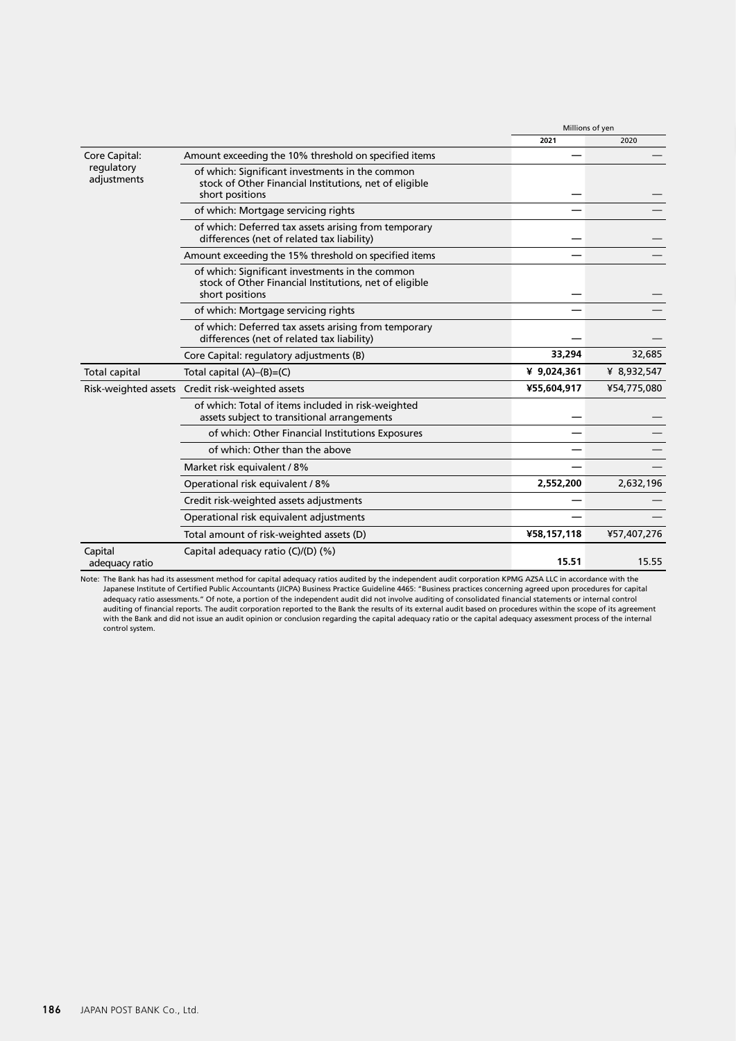| | | Millions of yen | |
|---|---|---|---|
| | | **2021** | 2020 |
| Core Capital: regulatory adjustments | Amount exceeding the 10% threshold on specified items | — | — |
| | of which: Significant investments in the common stock of Other Financial Institutions, net of eligible short positions | — | — |
| | of which: Mortgage servicing rights | — | — |
| | of which: Deferred tax assets arising from temporary differences (net of related tax liability) | — | — |
| | Amount exceeding the 15% threshold on specified items | — | — |
| | of which: Significant investments in the common stock of Other Financial Institutions, net of eligible short positions | — | — |
| | of which: Mortgage servicing rights | — | — |
| | of which: Deferred tax assets arising from temporary differences (net of related tax liability) | — | — |
| | Core Capital: regulatory adjustments (B) | **33,294** | 32,685 |
| Total capital | Total capital (A)–(B)=(C) | **¥ 9,024,361** | ¥ 8,932,547 |
| Risk-weighted assets | Credit risk-weighted assets | **¥55,604,917** | ¥54,775,080 |
| | of which: Total of items included in risk-weighted assets subject to transitional arrangements | — | — |
| | of which: Other Financial Institutions Exposures | — | — |
| | of which: Other than the above | — | — |
| | Market risk equivalent / 8% | — | — |
| | Operational risk equivalent / 8% | **2,552,200** | 2,632,196 |
| | Credit risk-weighted assets adjustments | — | — |
| | Operational risk equivalent adjustments | — | — |
| | Total amount of risk-weighted assets (D) | **¥58,157,118** | ¥57,407,276 |
| Capital adequacy ratio | Capital adequacy ratio (C)/(D) (%) | **15.51** | 15.55 |

Note: The Bank has had its assessment method for capital adequacy ratios audited by the independent audit corporation KPMG AZSA LLC in accordance with the Japanese Institute of Certified Public Accountants (JICPA) Business Practice Guideline 4465: "Business practices concerning agreed upon procedures for capital adequacy ratio assessments." Of note, a portion of the independent audit did not involve auditing of consolidated financial statements or internal control auditing of financial reports. The audit corporation reported to the Bank the results of its external audit based on procedures within the scope of its agreement with the Bank and did not issue an audit opinion or conclusion regarding the capital adequacy ratio or the capital adequacy assessment process of the internal control system.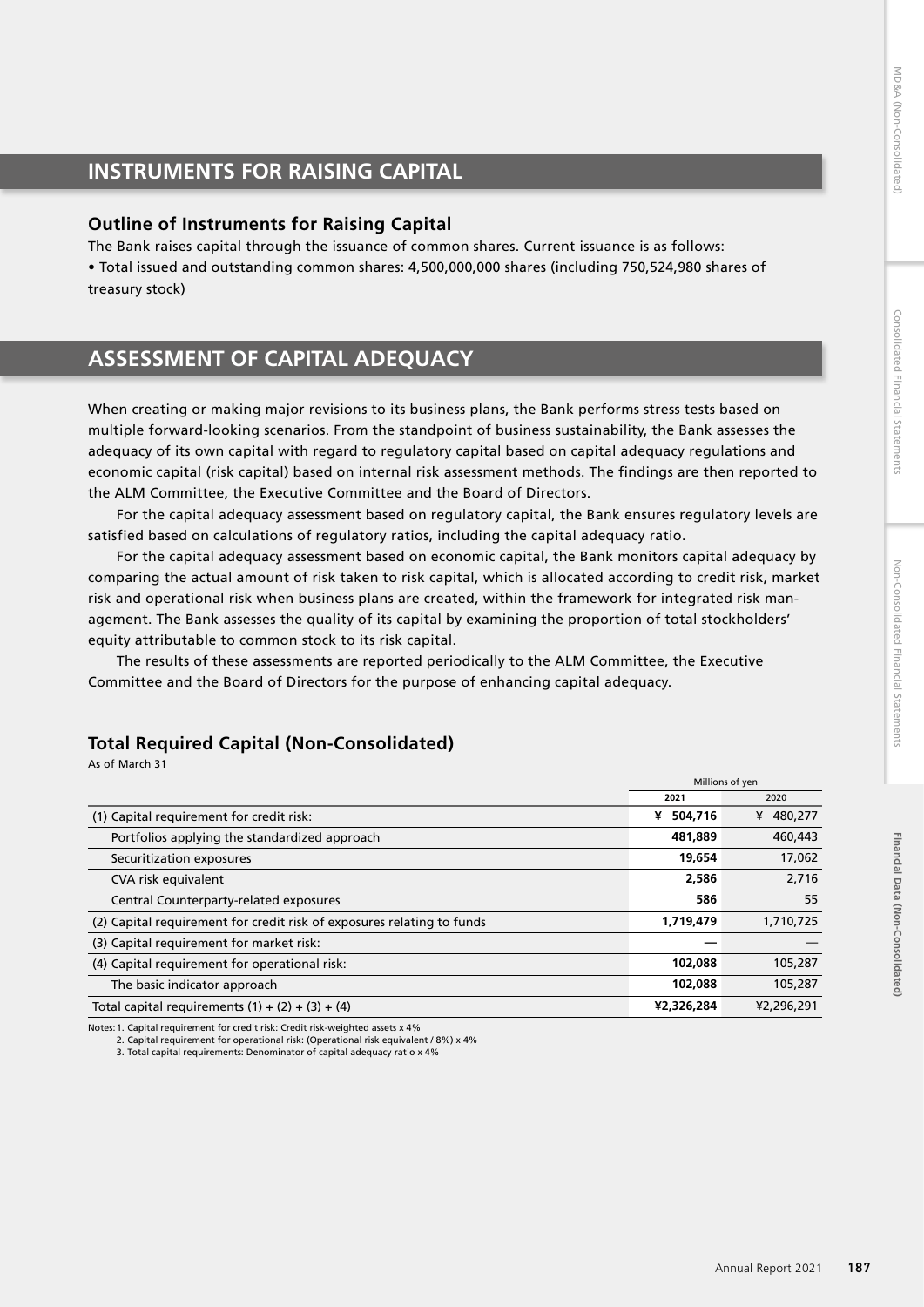## INSTRUMENTS FOR RAISING CAPITAL

### Outline of Instruments for Raising Capital

The Bank raises capital through the issuance of common shares. Current issuance is as follows:

- Total issued and outstanding common shares: 4,500,000,000 shares (including 750,524,980 shares of treasury stock)

## ASSESSMENT OF CAPITAL ADEQUACY

When creating or making major revisions to its business plans, the Bank performs stress tests based on multiple forward-looking scenarios. From the standpoint of business sustainability, the Bank assesses the adequacy of its own capital with regard to regulatory capital based on capital adequacy regulations and economic capital (risk capital) based on internal risk assessment methods. The findings are then reported to the ALM Committee, the Executive Committee and the Board of Directors.

For the capital adequacy assessment based on regulatory capital, the Bank ensures regulatory levels are satisfied based on calculations of regulatory ratios, including the capital adequacy ratio.

For the capital adequacy assessment based on economic capital, the Bank monitors capital adequacy by comparing the actual amount of risk taken to risk capital, which is allocated according to credit risk, market risk and operational risk when business plans are created, within the framework for integrated risk management. The Bank assesses the quality of its capital by examining the proportion of total stockholders' equity attributable to common stock to its risk capital.

The results of these assessments are reported periodically to the ALM Committee, the Executive Committee and the Board of Directors for the purpose of enhancing capital adequacy.

### Total Required Capital (Non-Consolidated)

As of March 31

| | Millions of yen | |
|---|---|---|
| | **2021** | 2020 |
| (1) Capital requirement for credit risk: | **¥ 504,716** | ¥ 480,277 |
| Portfolios applying the standardized approach | **481,889** | 460,443 |
| Securitization exposures | **19,654** | 17,062 |
| CVA risk equivalent | **2,586** | 2,716 |
| Central Counterparty-related exposures | **586** | 55 |
| (2) Capital requirement for credit risk of exposures relating to funds | **1,719,479** | 1,710,725 |
| (3) Capital requirement for market risk: | **—** | — |
| (4) Capital requirement for operational risk: | **102,088** | 105,287 |
| The basic indicator approach | **102,088** | 105,287 |
| Total capital requirements (1) + (2) + (3) + (4) | **¥2,326,284** | ¥2,296,291 |

Notes: 1. Capital requirement for credit risk: Credit risk-weighted assets x 4%
2. Capital requirement for operational risk: (Operational risk equivalent / 8%) x 4%
3. Total capital requirements: Denominator of capital adequacy ratio x 4%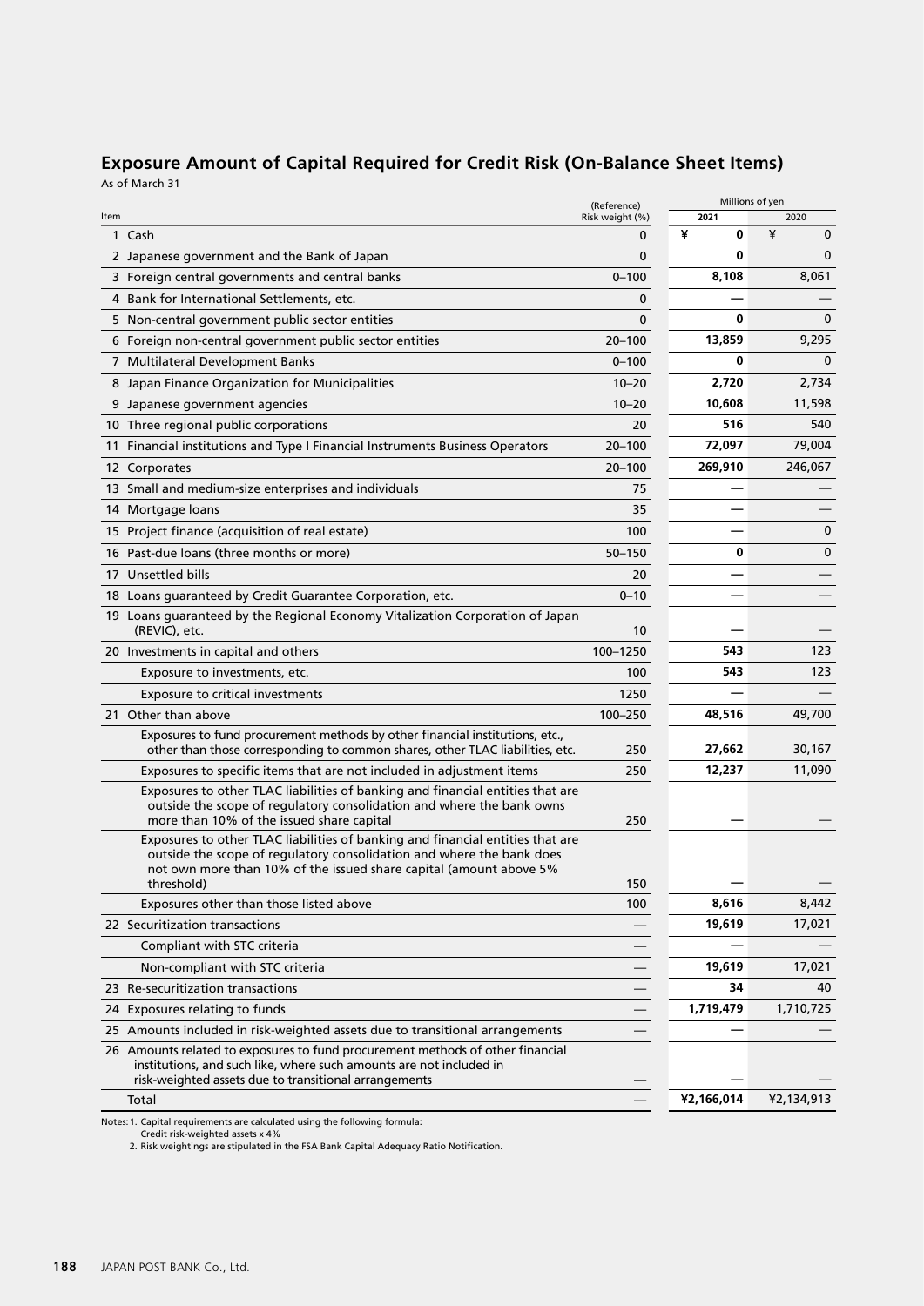## Exposure Amount of Capital Required for Credit Risk (On-Balance Sheet Items)

As of March 31

| Item | (Reference) Risk weight (%) | Millions of yen 2021 | 2020 |
|---|---|---|---|
| 1 Cash | 0 | ¥ 0 | ¥ 0 |
| 2 Japanese government and the Bank of Japan | 0 | 0 | 0 |
| 3 Foreign central governments and central banks | 0–100 | 8,108 | 8,061 |
| 4 Bank for International Settlements, etc. | 0 | — | — |
| 5 Non-central government public sector entities | 0 | 0 | 0 |
| 6 Foreign non-central government public sector entities | 20–100 | 13,859 | 9,295 |
| 7 Multilateral Development Banks | 0–100 | 0 | 0 |
| 8 Japan Finance Organization for Municipalities | 10–20 | 2,720 | 2,734 |
| 9 Japanese government agencies | 10–20 | 10,608 | 11,598 |
| 10 Three regional public corporations | 20 | 516 | 540 |
| 11 Financial institutions and Type I Financial Instruments Business Operators | 20–100 | 72,097 | 79,004 |
| 12 Corporates | 20–100 | 269,910 | 246,067 |
| 13 Small and medium-size enterprises and individuals | 75 | — | — |
| 14 Mortgage loans | 35 | — | — |
| 15 Project finance (acquisition of real estate) | 100 | — | 0 |
| 16 Past-due loans (three months or more) | 50–150 | 0 | 0 |
| 17 Unsettled bills | 20 | — | — |
| 18 Loans guaranteed by Credit Guarantee Corporation, etc. | 0–10 | — | — |
| 19 Loans guaranteed by the Regional Economy Vitalization Corporation of Japan (REVIC), etc. | 10 | — | — |
| 20 Investments in capital and others | 100–1250 | 543 | 123 |
| Exposure to investments, etc. | 100 | 543 | 123 |
| Exposure to critical investments | 1250 | — | — |
| 21 Other than above | 100–250 | 48,516 | 49,700 |
| Exposures to fund procurement methods by other financial institutions, etc., other than those corresponding to common shares, other TLAC liabilities, etc. | 250 | 27,662 | 30,167 |
| Exposures to specific items that are not included in adjustment items | 250 | 12,237 | 11,090 |
| Exposures to other TLAC liabilities of banking and financial entities that are outside the scope of regulatory consolidation and where the bank owns more than 10% of the issued share capital | 250 | — | — |
| Exposures to other TLAC liabilities of banking and financial entities that are outside the scope of regulatory consolidation and where the bank does not own more than 10% of the issued share capital (amount above 5% threshold) | 150 | — | — |
| Exposures other than those listed above | 100 | 8,616 | 8,442 |
| 22 Securitization transactions | — | 19,619 | 17,021 |
| Compliant with STC criteria | — | — | — |
| Non-compliant with STC criteria | — | 19,619 | 17,021 |
| 23 Re-securitization transactions | — | 34 | 40 |
| 24 Exposures relating to funds | — | 1,719,479 | 1,710,725 |
| 25 Amounts included in risk-weighted assets due to transitional arrangements | — | — | — |
| 26 Amounts related to exposures to fund procurement methods of other financial institutions, and such like, where such amounts are not included in risk-weighted assets due to transitional arrangements | — | — | — |
| Total | — | ¥2,166,014 | ¥2,134,913 |

Notes: 1. Capital requirements are calculated using the following formula:
Credit risk-weighted assets x 4%
2. Risk weightings are stipulated in the FSA Bank Capital Adequacy Ratio Notification.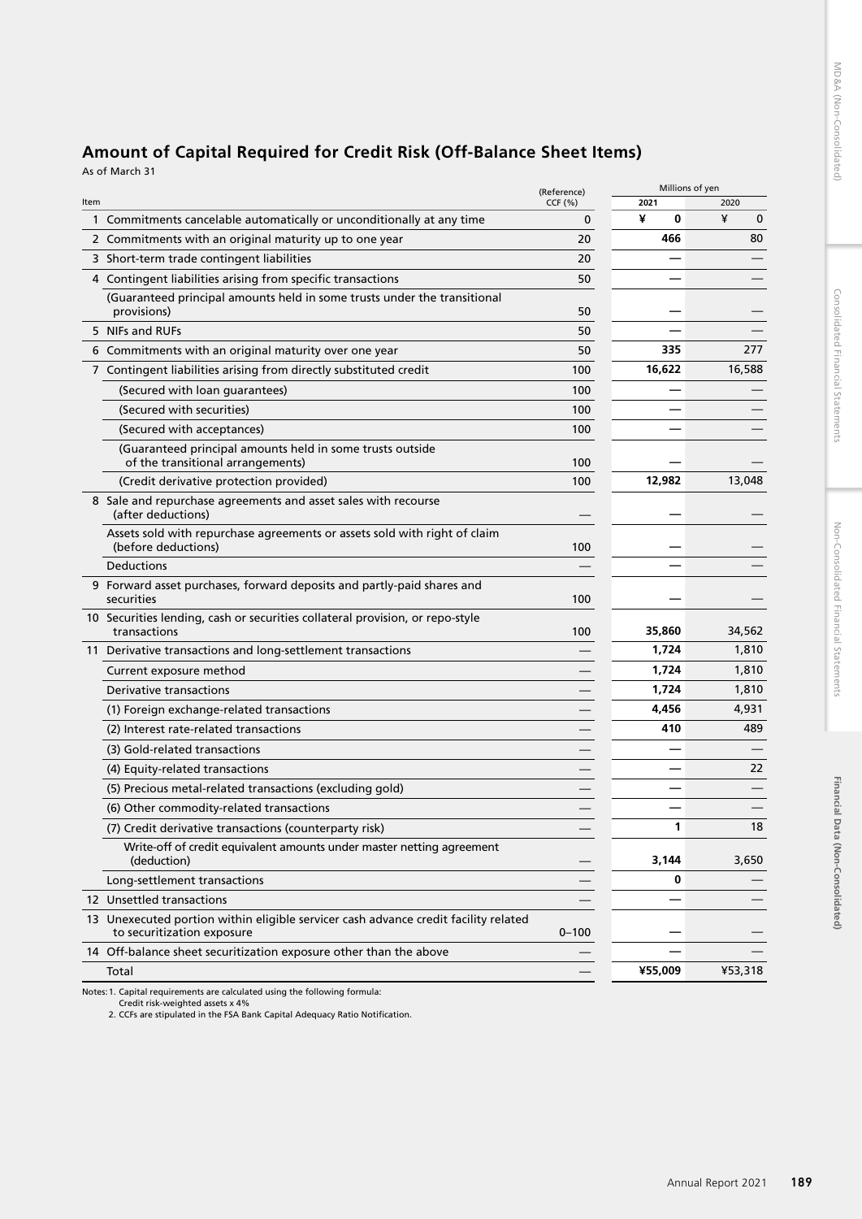## Amount of Capital Required for Credit Risk (Off-Balance Sheet Items)

As of March 31

| Item | | (Reference) CCF (%) | Millions of yen | |
|---|---|---|---|---|
| | | | 2021 | 2020 |
| 1 | Commitments cancelable automatically or unconditionally at any time | 0 | ¥ 0 | ¥ 0 |
| 2 | Commitments with an original maturity up to one year | 20 | 466 | 80 |
| 3 | Short-term trade contingent liabilities | 20 | — | — |
| 4 | Contingent liabilities arising from specific transactions | 50 | — | — |
| | (Guaranteed principal amounts held in some trusts under the transitional provisions) | 50 | — | — |
| 5 | NIFs and RUFs | 50 | — | — |
| 6 | Commitments with an original maturity over one year | 50 | 335 | 277 |
| 7 | Contingent liabilities arising from directly substituted credit | 100 | 16,622 | 16,588 |
| | (Secured with loan guarantees) | 100 | — | — |
| | (Secured with securities) | 100 | — | — |
| | (Secured with acceptances) | 100 | — | — |
| | (Guaranteed principal amounts held in some trusts outside of the transitional arrangements) | 100 | — | — |
| | (Credit derivative protection provided) | 100 | 12,982 | 13,048 |
| 8 | Sale and repurchase agreements and asset sales with recourse (after deductions) | — | — | — |
| | Assets sold with repurchase agreements or assets sold with right of claim (before deductions) | 100 | — | — |
| | Deductions | — | — | — |
| 9 | Forward asset purchases, forward deposits and partly-paid shares and securities | 100 | — | — |
| 10 | Securities lending, cash or securities collateral provision, or repo-style transactions | 100 | 35,860 | 34,562 |
| 11 | Derivative transactions and long-settlement transactions | — | 1,724 | 1,810 |
| | Current exposure method | — | 1,724 | 1,810 |
| | Derivative transactions | — | 1,724 | 1,810 |
| | (1) Foreign exchange-related transactions | — | 4,456 | 4,931 |
| | (2) Interest rate-related transactions | — | 410 | 489 |
| | (3) Gold-related transactions | — | — | — |
| | (4) Equity-related transactions | — | — | 22 |
| | (5) Precious metal-related transactions (excluding gold) | — | — | — |
| | (6) Other commodity-related transactions | — | — | — |
| | (7) Credit derivative transactions (counterparty risk) | — | 1 | 18 |
| | Write-off of credit equivalent amounts under master netting agreement (deduction) | — | 3,144 | 3,650 |
| | Long-settlement transactions | — | 0 | — |
| 12 | Unsettled transactions | — | — | — |
| 13 | Unexecuted portion within eligible servicer cash advance credit facility related to securitization exposure | 0–100 | — | — |
| 14 | Off-balance sheet securitization exposure other than the above | — | — | — |
| | Total | — | ¥55,009 | ¥53,318 |

Notes: 1. Capital requirements are calculated using the following formula:
Credit risk-weighted assets x 4%
2. CCFs are stipulated in the FSA Bank Capital Adequacy Ratio Notification.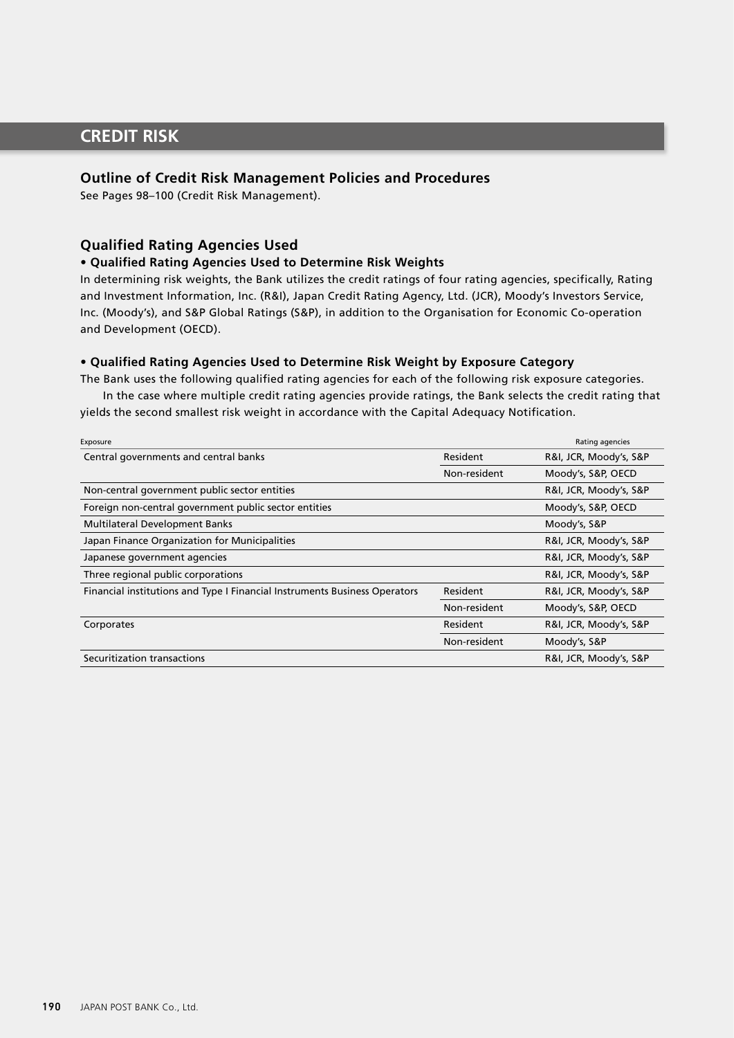# CREDIT RISK

## Outline of Credit Risk Management Policies and Procedures

See Pages 98–100 (Credit Risk Management).

## Qualified Rating Agencies Used

### • Qualified Rating Agencies Used to Determine Risk Weights

In determining risk weights, the Bank utilizes the credit ratings of four rating agencies, specifically, Rating and Investment Information, Inc. (R&I), Japan Credit Rating Agency, Ltd. (JCR), Moody's Investors Service, Inc. (Moody's), and S&P Global Ratings (S&P), in addition to the Organisation for Economic Co-operation and Development (OECD).

### • Qualified Rating Agencies Used to Determine Risk Weight by Exposure Category

The Bank uses the following qualified rating agencies for each of the following risk exposure categories.

In the case where multiple credit rating agencies provide ratings, the Bank selects the credit rating that yields the second smallest risk weight in accordance with the Capital Adequacy Notification.

| Exposure | | Rating agencies |
|---|---|---|
| Central governments and central banks | Resident | R&I, JCR, Moody's, S&P |
| | Non-resident | Moody's, S&P, OECD |
| Non-central government public sector entities | | R&I, JCR, Moody's, S&P |
| Foreign non-central government public sector entities | | Moody's, S&P, OECD |
| Multilateral Development Banks | | Moody's, S&P |
| Japan Finance Organization for Municipalities | | R&I, JCR, Moody's, S&P |
| Japanese government agencies | | R&I, JCR, Moody's, S&P |
| Three regional public corporations | | R&I, JCR, Moody's, S&P |
| Financial institutions and Type I Financial Instruments Business Operators | Resident | R&I, JCR, Moody's, S&P |
| | Non-resident | Moody's, S&P, OECD |
| Corporates | Resident | R&I, JCR, Moody's, S&P |
| | Non-resident | Moody's, S&P |
| Securitization transactions | | R&I, JCR, Moody's, S&P |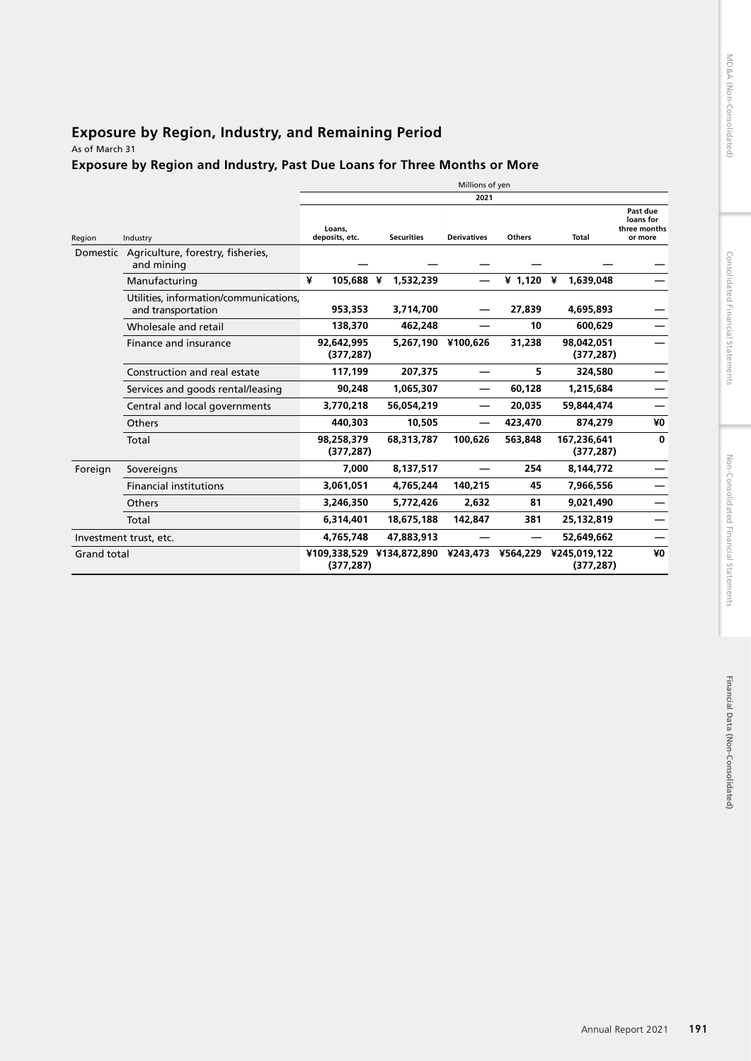## Exposure by Region, Industry, and Remaining Period

As of March 31

### Exposure by Region and Industry, Past Due Loans for Three Months or More

| | | Millions of yen | | | | | |
|---|---|---|---|---|---|---|---|
| | | 2021 | | | | | |
| Region | Industry | Loans, deposits, etc. | Securities | Derivatives | Others | Total | Past due loans for three months or more |
| Domestic | Agriculture, forestry, fisheries, and mining | — | — | — | — | — | — |
| | Manufacturing | ¥ 105,688 | ¥ 1,532,239 | — | ¥ 1,120 | ¥ 1,639,048 | — |
| | Utilities, information/communications, and transportation | 953,353 | 3,714,700 | — | 27,839 | 4,695,893 | — |
| | Wholesale and retail | 138,370 | 462,248 | — | 10 | 600,629 | — |
| | Finance and insurance | 92,642,995 (377,287) | 5,267,190 | ¥100,626 | 31,238 | 98,042,051 (377,287) | — |
| | Construction and real estate | 117,199 | 207,375 | — | 5 | 324,580 | — |
| | Services and goods rental/leasing | 90,248 | 1,065,307 | — | 60,128 | 1,215,684 | — |
| | Central and local governments | 3,770,218 | 56,054,219 | — | 20,035 | 59,844,474 | — |
| | Others | 440,303 | 10,505 | — | 423,470 | 874,279 | ¥0 |
| | Total | 98,258,379 (377,287) | 68,313,787 | 100,626 | 563,848 | 167,236,641 (377,287) | 0 |
| Foreign | Sovereigns | 7,000 | 8,137,517 | — | 254 | 8,144,772 | — |
| | Financial institutions | 3,061,051 | 4,765,244 | 140,215 | 45 | 7,966,556 | — |
| | Others | 3,246,350 | 5,772,426 | 2,632 | 81 | 9,021,490 | — |
| | Total | 6,314,401 | 18,675,188 | 142,847 | 381 | 25,132,819 | — |
| Investment trust, etc. | | 4,765,748 | 47,883,913 | — | — | 52,649,662 | — |
| Grand total | | ¥109,338,529 (377,287) | ¥134,872,890 | ¥243,473 | ¥564,229 | ¥245,019,122 (377,287) | ¥0 |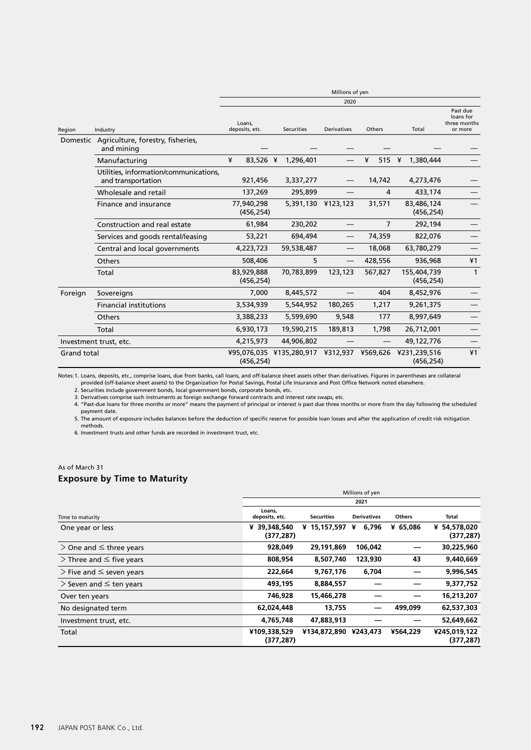| Region | Industry | Millions of yen | | | | | |
|---|---|---|---|---|---|---|---|
| | | 2020 | | | | | |
| | | Loans, deposits, etc. | Securities | Derivatives | Others | Total | Past due loans for three months or more |
| Domestic | Agriculture, forestry, fisheries, and mining | — | — | — | — | — | — |
| | Manufacturing | ¥ 83,526 | ¥ 1,296,401 | — | ¥ 515 | ¥ 1,380,444 | — |
| | Utilities, information/communications, and transportation | 921,456 | 3,337,277 | — | 14,742 | 4,273,476 | — |
| | Wholesale and retail | 137,269 | 295,899 | — | 4 | 433,174 | — |
| | Finance and insurance | 77,940,298 (456,254) | 5,391,130 | ¥123,123 | 31,571 | 83,486,124 (456,254) | — |
| | Construction and real estate | 61,984 | 230,202 | — | 7 | 292,194 | — |
| | Services and goods rental/leasing | 53,221 | 694,494 | — | 74,359 | 822,076 | — |
| | Central and local governments | 4,223,723 | 59,538,487 | — | 18,068 | 63,780,279 | — |
| | Others | 508,406 | 5 | — | 428,556 | 936,968 | ¥1 |
| | Total | 83,929,888 (456,254) | 70,783,899 | 123,123 | 567,827 | 155,404,739 (456,254) | 1 |
| Foreign | Sovereigns | 7,000 | 8,445,572 | — | 404 | 8,452,976 | — |
| | Financial institutions | 3,534,939 | 5,544,952 | 180,265 | 1,217 | 9,261,375 | — |
| | Others | 3,388,233 | 5,599,690 | 9,548 | 177 | 8,997,649 | — |
| | Total | 6,930,173 | 19,590,215 | 189,813 | 1,798 | 26,712,001 | — |
| Investment trust, etc. | | 4,215,973 | 44,906,802 | — | — | 49,122,776 | — |
| Grand total | | ¥95,076,035 (456,254) | ¥135,280,917 | ¥312,937 | ¥569,626 | ¥231,239,516 (456,254) | ¥1 |

Notes: 1. Loans, deposits, etc., comprise loans, due from banks, call loans, and off-balance sheet assets other than derivatives. Figures in parentheses are collateral provided (off-balance sheet assets) to the Organization for Postal Savings, Postal Life Insurance and Post Office Network noted elsewhere.
2. Securities include government bonds, local government bonds, corporate bonds, etc.
3. Derivatives comprise such instruments as foreign exchange forward contracts and interest rate swaps, etc.
4. "Past-due loans for three months or more" means the payment of principal or interest is past due three months or more from the day following the scheduled payment date.
5. The amount of exposure includes balances before the deduction of specific reserve for possible loan losses and after the application of credit risk mitigation methods.
6. Investment trusts and other funds are recorded in investment trust, etc.

As of March 31

## Exposure by Time to Maturity

| Time to maturity | Millions of yen | | | | |
|---|---|---|---|---|---|
| | 2021 | | | | |
| | Loans, deposits, etc. | Securities | Derivatives | Others | Total |
| One year or less | **¥ 39,348,540 (377,287)** | **¥ 15,157,597** | **¥ 6,796** | **¥ 65,086** | **¥ 54,578,020 (377,287)** |
| > One and ≤ three years | **928,049** | **29,191,869** | **106,042** | **—** | **30,225,960** |
| > Three and ≤ five years | **808,954** | **8,507,740** | **123,930** | **43** | **9,440,669** |
| > Five and ≤ seven years | **222,664** | **9,767,176** | **6,704** | **—** | **9,996,545** |
| > Seven and ≤ ten years | **493,195** | **8,884,557** | **—** | **—** | **9,377,752** |
| Over ten years | **746,928** | **15,466,278** | **—** | **—** | **16,213,207** |
| No designated term | **62,024,448** | **13,755** | **—** | **499,099** | **62,537,303** |
| Investment trust, etc. | **4,765,748** | **47,883,913** | **—** | **—** | **52,649,662** |
| Total | **¥109,338,529 (377,287)** | **¥134,872,890** | **¥243,473** | **¥564,229** | **¥245,019,122 (377,287)** |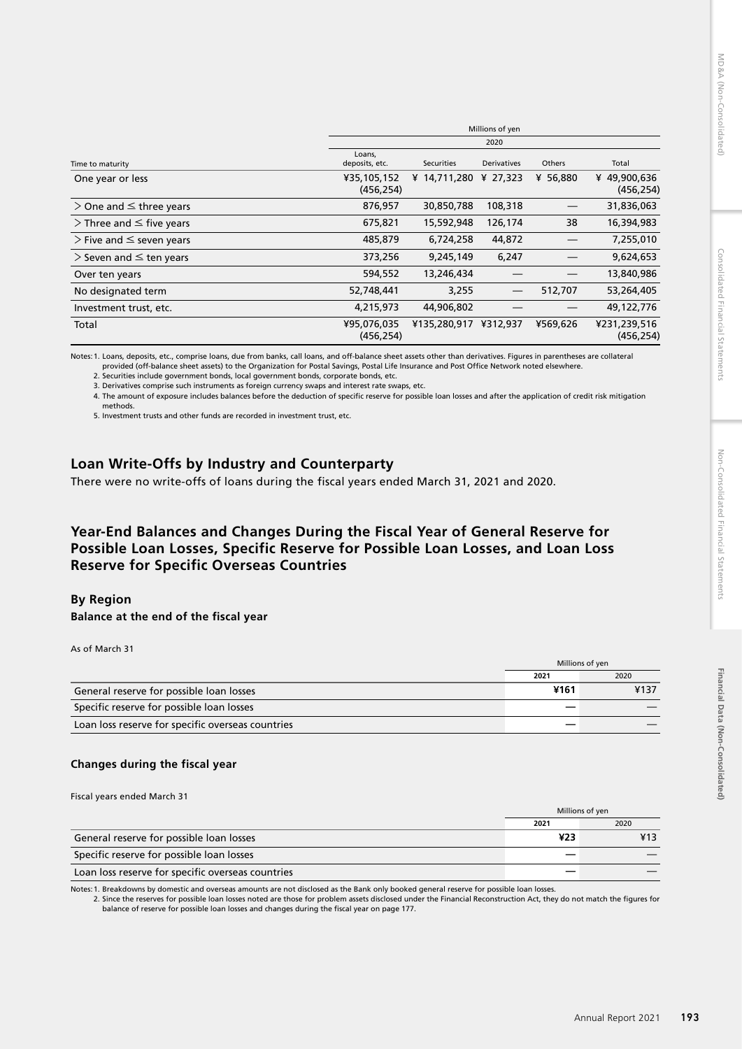| Time to maturity | Millions of yen | | | | |
|---|---|---|---|---|---|
| | 2020 | | | | |
| | Loans, deposits, etc. | Securities | Derivatives | Others | Total |
| One year or less | ¥35,105,152 (456,254) | ¥ 14,711,280 | ¥ 27,323 | ¥ 56,880 | ¥ 49,900,636 (456,254) |
| > One and ≤ three years | 876,957 | 30,850,788 | 108,318 | — | 31,836,063 |
| > Three and ≤ five years | 675,821 | 15,592,948 | 126,174 | 38 | 16,394,983 |
| > Five and ≤ seven years | 485,879 | 6,724,258 | 44,872 | — | 7,255,010 |
| > Seven and ≤ ten years | 373,256 | 9,245,149 | 6,247 | — | 9,624,653 |
| Over ten years | 594,552 | 13,246,434 | — | — | 13,840,986 |
| No designated term | 52,748,441 | 3,255 | — | 512,707 | 53,264,405 |
| Investment trust, etc. | 4,215,973 | 44,906,802 | — | — | 49,122,776 |
| Total | ¥95,076,035 (456,254) | ¥135,280,917 | ¥312,937 | ¥569,626 | ¥231,239,516 (456,254) |

Notes: 1. Loans, deposits, etc., comprise loans, due from banks, call loans, and off-balance sheet assets other than derivatives. Figures in parentheses are collateral provided (off-balance sheet assets) to the Organization for Postal Savings, Postal Life Insurance and Post Office Network noted elsewhere.
2. Securities include government bonds, local government bonds, corporate bonds, etc.
3. Derivatives comprise such instruments as foreign currency swaps and interest rate swaps, etc.
4. The amount of exposure includes balances before the deduction of specific reserve for possible loan losses and after the application of credit risk mitigation methods.
5. Investment trusts and other funds are recorded in investment trust, etc.

## Loan Write-Offs by Industry and Counterparty

There were no write-offs of loans during the fiscal years ended March 31, 2021 and 2020.

## Year-End Balances and Changes During the Fiscal Year of General Reserve for Possible Loan Losses, Specific Reserve for Possible Loan Losses, and Loan Loss Reserve for Specific Overseas Countries

### By Region

#### Balance at the end of the fiscal year

As of March 31

| | Millions of yen | |
|---|---|---|
| | **2021** | 2020 |
| General reserve for possible loan losses | **¥161** | ¥137 |
| Specific reserve for possible loan losses | — | — |
| Loan loss reserve for specific overseas countries | — | — |

#### Changes during the fiscal year

Fiscal years ended March 31

| | Millions of yen | |
|---|---|---|
| | **2021** | 2020 |
| General reserve for possible loan losses | **¥23** | ¥13 |
| Specific reserve for possible loan losses | — | — |
| Loan loss reserve for specific overseas countries | — | — |

Notes: 1. Breakdowns by domestic and overseas amounts are not disclosed as the Bank only booked general reserve for possible loan losses.
2. Since the reserves for possible loan losses noted are those for problem assets disclosed under the Financial Reconstruction Act, they do not match the figures for balance of reserve for possible loan losses and changes during the fiscal year on page 177.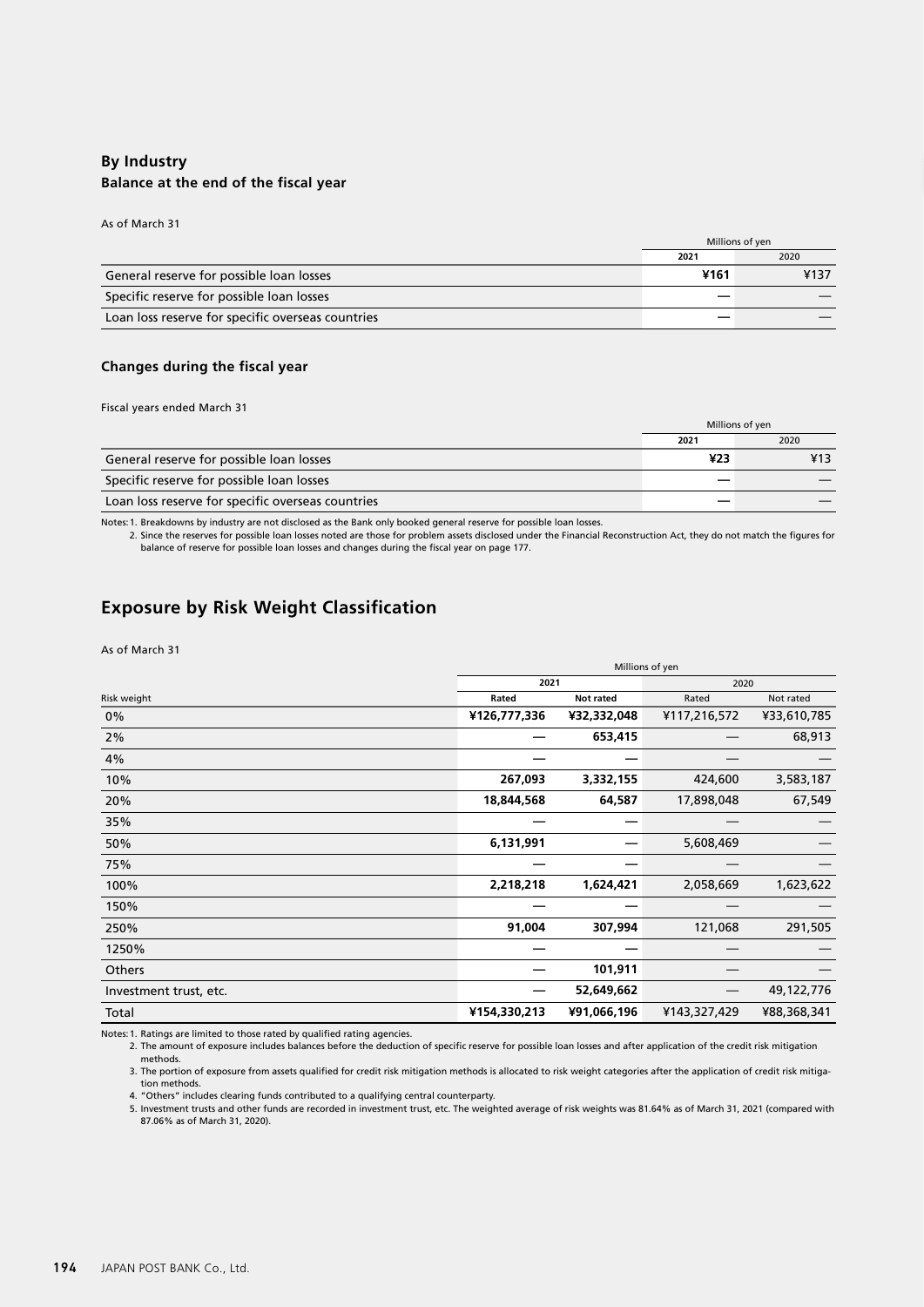### By Industry

#### Balance at the end of the fiscal year

As of March 31

| | Millions of yen | |
|---|---|---|
| | **2021** | 2020 |
| General reserve for possible loan losses | **¥161** | ¥137 |
| Specific reserve for possible loan losses | **—** | — |
| Loan loss reserve for specific overseas countries | **—** | — |

#### Changes during the fiscal year

Fiscal years ended March 31

| | Millions of yen | |
|---|---|---|
| | **2021** | 2020 |
| General reserve for possible loan losses | **¥23** | ¥13 |
| Specific reserve for possible loan losses | **—** | — |
| Loan loss reserve for specific overseas countries | **—** | — |

Notes: 1. Breakdowns by industry are not disclosed as the Bank only booked general reserve for possible loan losses.
2. Since the reserves for possible loan losses noted are those for problem assets disclosed under the Financial Reconstruction Act, they do not match the figures for balance of reserve for possible loan losses and changes during the fiscal year on page 177.

## Exposure by Risk Weight Classification

As of March 31

| | Millions of yen | | | |
|---|---|---|---|---|
| | 2021 | | 2020 | |
| Risk weight | **Rated** | **Not rated** | Rated | Not rated |
| 0% | **¥126,777,336** | **¥32,332,048** | ¥117,216,572 | ¥33,610,785 |
| 2% | **—** | **653,415** | — | 68,913 |
| 4% | **—** | **—** | — | — |
| 10% | **267,093** | **3,332,155** | 424,600 | 3,583,187 |
| 20% | **18,844,568** | **64,587** | 17,898,048 | 67,549 |
| 35% | **—** | **—** | — | — |
| 50% | **6,131,991** | **—** | 5,608,469 | — |
| 75% | **—** | **—** | — | — |
| 100% | **2,218,218** | **1,624,421** | 2,058,669 | 1,623,622 |
| 150% | **—** | **—** | — | — |
| 250% | **91,004** | **307,994** | 121,068 | 291,505 |
| 1250% | **—** | **—** | — | — |
| Others | **—** | **101,911** | — | — |
| Investment trust, etc. | **—** | **52,649,662** | — | 49,122,776 |
| Total | **¥154,330,213** | **¥91,066,196** | ¥143,327,429 | ¥88,368,341 |

Notes: 1. Ratings are limited to those rated by qualified rating agencies.
2. The amount of exposure includes balances before the deduction of specific reserve for possible loan losses and after application of the credit risk mitigation methods.
3. The portion of exposure from assets qualified for credit risk mitigation methods is allocated to risk weight categories after the application of credit risk mitigation methods.
4. "Others" includes clearing funds contributed to a qualifying central counterparty.
5. Investment trusts and other funds are recorded in investment trust, etc. The weighted average of risk weights was 81.64% as of March 31, 2021 (compared with 87.06% as of March 31, 2020).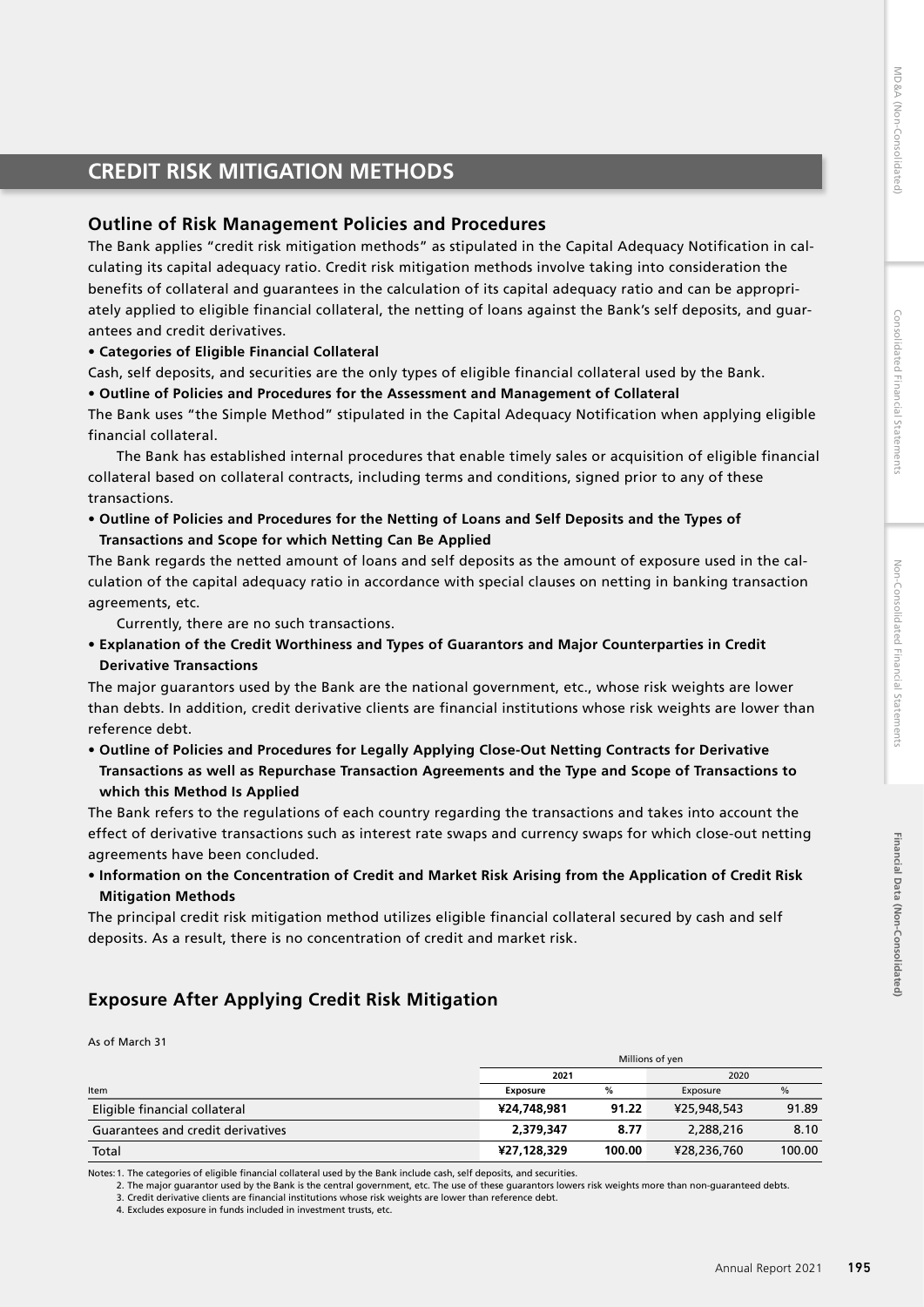# CREDIT RISK MITIGATION METHODS

## Outline of Risk Management Policies and Procedures

The Bank applies "credit risk mitigation methods" as stipulated in the Capital Adequacy Notification in calculating its capital adequacy ratio. Credit risk mitigation methods involve taking into consideration the benefits of collateral and guarantees in the calculation of its capital adequacy ratio and can be appropriately applied to eligible financial collateral, the netting of loans against the Bank's self deposits, and guarantees and credit derivatives.

**• Categories of Eligible Financial Collateral**

Cash, self deposits, and securities are the only types of eligible financial collateral used by the Bank.

**• Outline of Policies and Procedures for the Assessment and Management of Collateral**

The Bank uses "the Simple Method" stipulated in the Capital Adequacy Notification when applying eligible financial collateral.

The Bank has established internal procedures that enable timely sales or acquisition of eligible financial collateral based on collateral contracts, including terms and conditions, signed prior to any of these transactions.

**• Outline of Policies and Procedures for the Netting of Loans and Self Deposits and the Types of Transactions and Scope for which Netting Can Be Applied**

The Bank regards the netted amount of loans and self deposits as the amount of exposure used in the calculation of the capital adequacy ratio in accordance with special clauses on netting in banking transaction agreements, etc.

Currently, there are no such transactions.

**• Explanation of the Credit Worthiness and Types of Guarantors and Major Counterparties in Credit Derivative Transactions**

The major guarantors used by the Bank are the national government, etc., whose risk weights are lower than debts. In addition, credit derivative clients are financial institutions whose risk weights are lower than reference debt.

**• Outline of Policies and Procedures for Legally Applying Close-Out Netting Contracts for Derivative Transactions as well as Repurchase Transaction Agreements and the Type and Scope of Transactions to which this Method Is Applied**

The Bank refers to the regulations of each country regarding the transactions and takes into account the effect of derivative transactions such as interest rate swaps and currency swaps for which close-out netting agreements have been concluded.

**• Information on the Concentration of Credit and Market Risk Arising from the Application of Credit Risk Mitigation Methods**

The principal credit risk mitigation method utilizes eligible financial collateral secured by cash and self deposits. As a result, there is no concentration of credit and market risk.

## Exposure After Applying Credit Risk Mitigation

As of March 31

| | Millions of yen | | | |
|---|---|---|---|---|
| | **2021** | | 2020 | |
| Item | **Exposure** | **%** | Exposure | % |
| Eligible financial collateral | **¥24,748,981** | **91.22** | ¥25,948,543 | 91.89 |
| Guarantees and credit derivatives | **2,379,347** | **8.77** | 2,288,216 | 8.10 |
| Total | **¥27,128,329** | **100.00** | ¥28,236,760 | 100.00 |

Notes: 1. The categories of eligible financial collateral used by the Bank include cash, self deposits, and securities.
2. The major guarantor used by the Bank is the central government, etc. The use of these guarantors lowers risk weights more than non-guaranteed debts.
3. Credit derivative clients are financial institutions whose risk weights are lower than reference debt.
4. Excludes exposure in funds included in investment trusts, etc.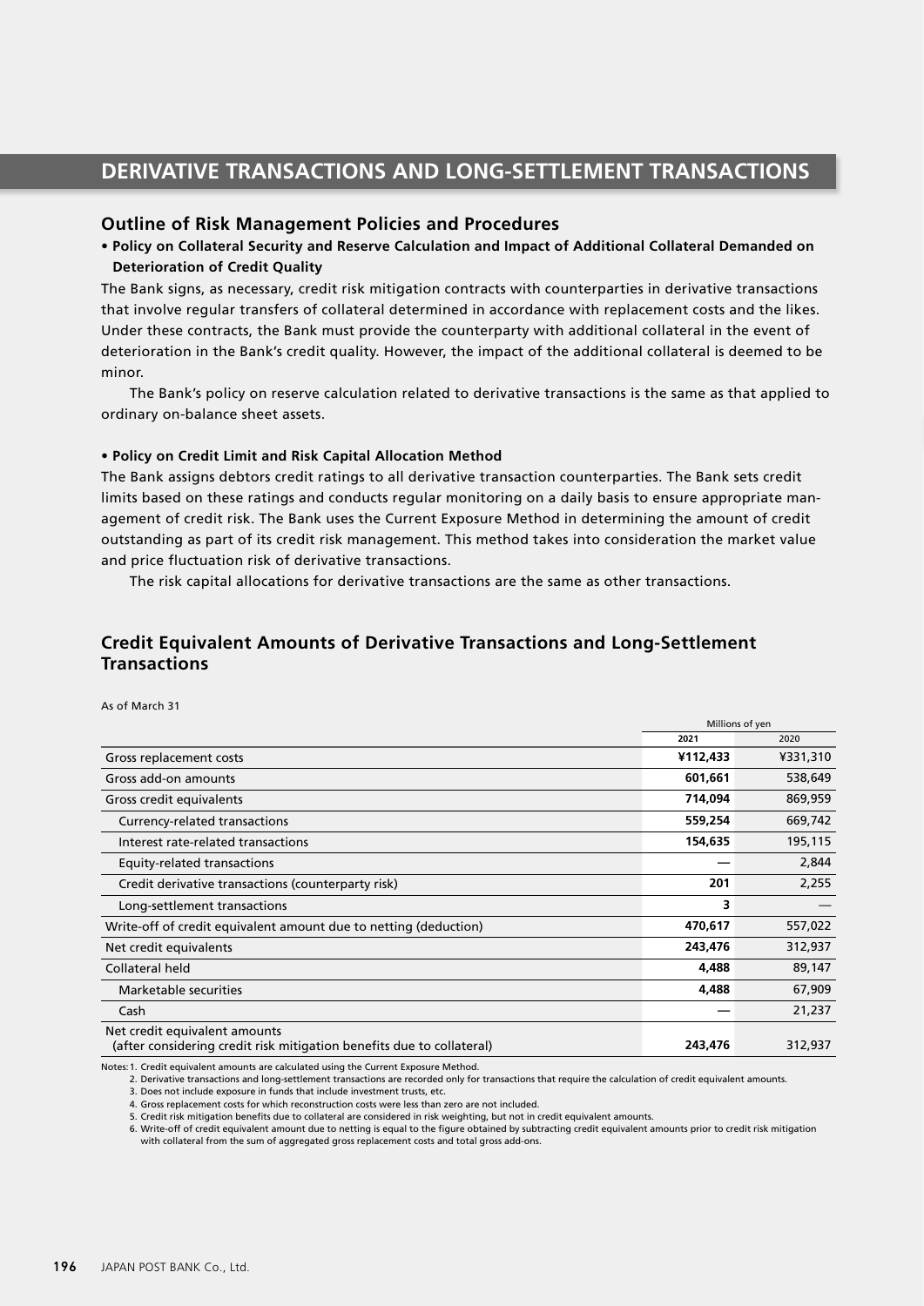# DERIVATIVE TRANSACTIONS AND LONG-SETTLEMENT TRANSACTIONS

## Outline of Risk Management Policies and Procedures

**• Policy on Collateral Security and Reserve Calculation and Impact of Additional Collateral Demanded on Deterioration of Credit Quality**

The Bank signs, as necessary, credit risk mitigation contracts with counterparties in derivative transactions that involve regular transfers of collateral determined in accordance with replacement costs and the likes. Under these contracts, the Bank must provide the counterparty with additional collateral in the event of deterioration in the Bank's credit quality. However, the impact of the additional collateral is deemed to be minor.

The Bank's policy on reserve calculation related to derivative transactions is the same as that applied to ordinary on-balance sheet assets.

**• Policy on Credit Limit and Risk Capital Allocation Method**

The Bank assigns debtors credit ratings to all derivative transaction counterparties. The Bank sets credit limits based on these ratings and conducts regular monitoring on a daily basis to ensure appropriate management of credit risk. The Bank uses the Current Exposure Method in determining the amount of credit outstanding as part of its credit risk management. This method takes into consideration the market value and price fluctuation risk of derivative transactions.

The risk capital allocations for derivative transactions are the same as other transactions.

## Credit Equivalent Amounts of Derivative Transactions and Long-Settlement Transactions

As of March 31

| | Millions of yen | |
|---|---|---|
| | **2021** | 2020 |
| Gross replacement costs | **¥112,433** | ¥331,310 |
| Gross add-on amounts | **601,661** | 538,649 |
| Gross credit equivalents | **714,094** | 869,959 |
| Currency-related transactions | **559,254** | 669,742 |
| Interest rate-related transactions | **154,635** | 195,115 |
| Equity-related transactions | **—** | 2,844 |
| Credit derivative transactions (counterparty risk) | **201** | 2,255 |
| Long-settlement transactions | **3** | — |
| Write-off of credit equivalent amount due to netting (deduction) | **470,617** | 557,022 |
| Net credit equivalents | **243,476** | 312,937 |
| Collateral held | **4,488** | 89,147 |
| Marketable securities | **4,488** | 67,909 |
| Cash | **—** | 21,237 |
| Net credit equivalent amounts (after considering credit risk mitigation benefits due to collateral) | **243,476** | 312,937 |

Notes: 1. Credit equivalent amounts are calculated using the Current Exposure Method.
2. Derivative transactions and long-settlement transactions are recorded only for transactions that require the calculation of credit equivalent amounts.
3. Does not include exposure in funds that include investment trusts, etc.
4. Gross replacement costs for which reconstruction costs were less than zero are not included.
5. Credit risk mitigation benefits due to collateral are considered in risk weighting, but not in credit equivalent amounts.
6. Write-off of credit equivalent amount due to netting is equal to the figure obtained by subtracting credit equivalent amounts prior to credit risk mitigation with collateral from the sum of aggregated gross replacement costs and total gross add-ons.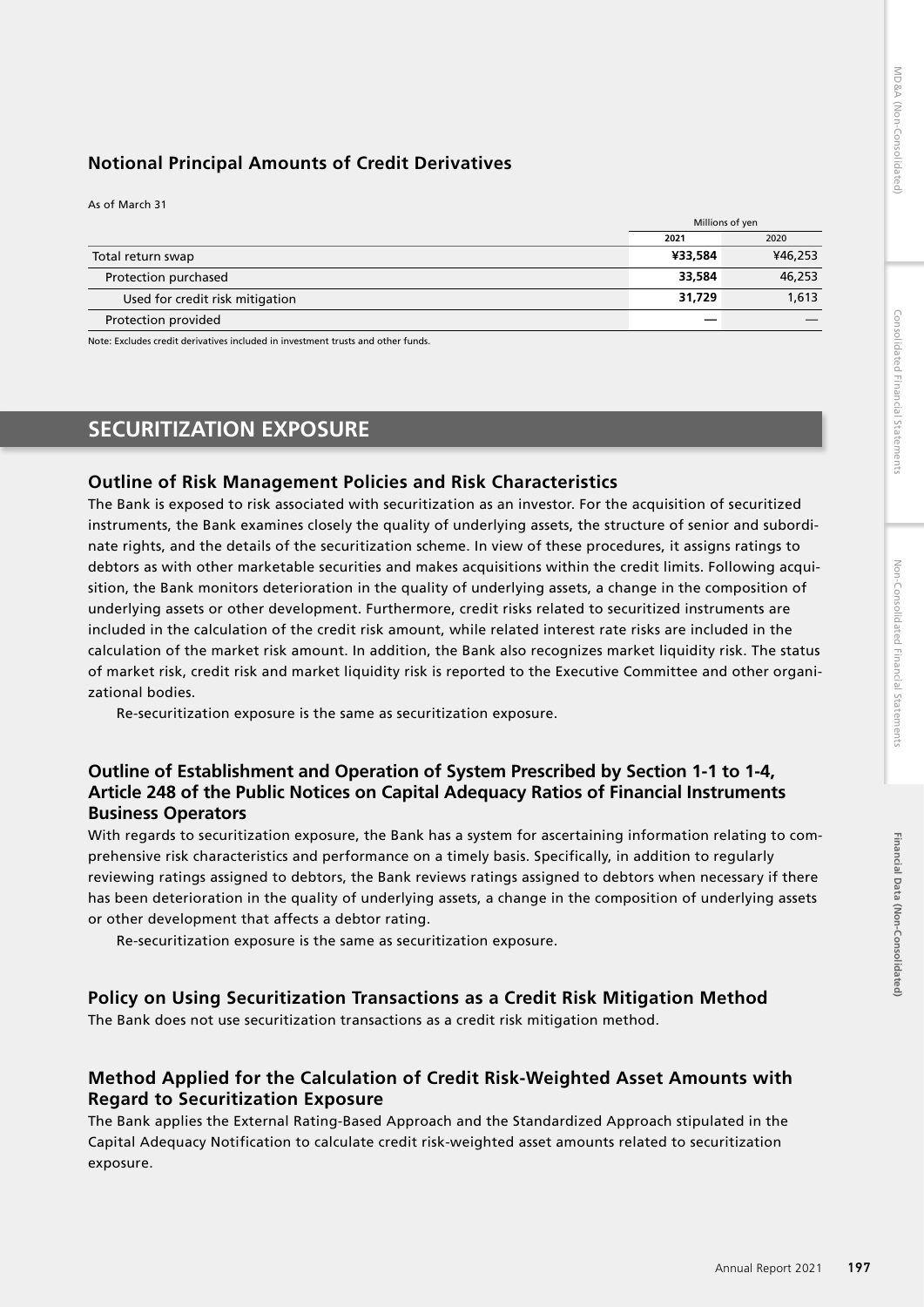### Notional Principal Amounts of Credit Derivatives

As of March 31

| | Millions of yen | |
|---|---|---|
| | **2021** | 2020 |
| Total return swap | **¥33,584** | ¥46,253 |
| Protection purchased | **33,584** | 46,253 |
| Used for credit risk mitigation | **31,729** | 1,613 |
| Protection provided | **—** | — |

Note: Excludes credit derivatives included in investment trusts and other funds.

## SECURITIZATION EXPOSURE

### Outline of Risk Management Policies and Risk Characteristics

The Bank is exposed to risk associated with securitization as an investor. For the acquisition of securitized instruments, the Bank examines closely the quality of underlying assets, the structure of senior and subordinate rights, and the details of the securitization scheme. In view of these procedures, it assigns ratings to debtors as with other marketable securities and makes acquisitions within the credit limits. Following acquisition, the Bank monitors deterioration in the quality of underlying assets, a change in the composition of underlying assets or other development. Furthermore, credit risks related to securitized instruments are included in the calculation of the credit risk amount, while related interest rate risks are included in the calculation of the market risk amount. In addition, the Bank also recognizes market liquidity risk. The status of market risk, credit risk and market liquidity risk is reported to the Executive Committee and other organizational bodies.

Re-securitization exposure is the same as securitization exposure.

### Outline of Establishment and Operation of System Prescribed by Section 1-1 to 1-4, Article 248 of the Public Notices on Capital Adequacy Ratios of Financial Instruments Business Operators

With regards to securitization exposure, the Bank has a system for ascertaining information relating to comprehensive risk characteristics and performance on a timely basis. Specifically, in addition to regularly reviewing ratings assigned to debtors, the Bank reviews ratings assigned to debtors when necessary if there has been deterioration in the quality of underlying assets, a change in the composition of underlying assets or other development that affects a debtor rating.

Re-securitization exposure is the same as securitization exposure.

### Policy on Using Securitization Transactions as a Credit Risk Mitigation Method

The Bank does not use securitization transactions as a credit risk mitigation method.

### Method Applied for the Calculation of Credit Risk-Weighted Asset Amounts with Regard to Securitization Exposure

The Bank applies the External Rating-Based Approach and the Standardized Approach stipulated in the Capital Adequacy Notification to calculate credit risk-weighted asset amounts related to securitization exposure.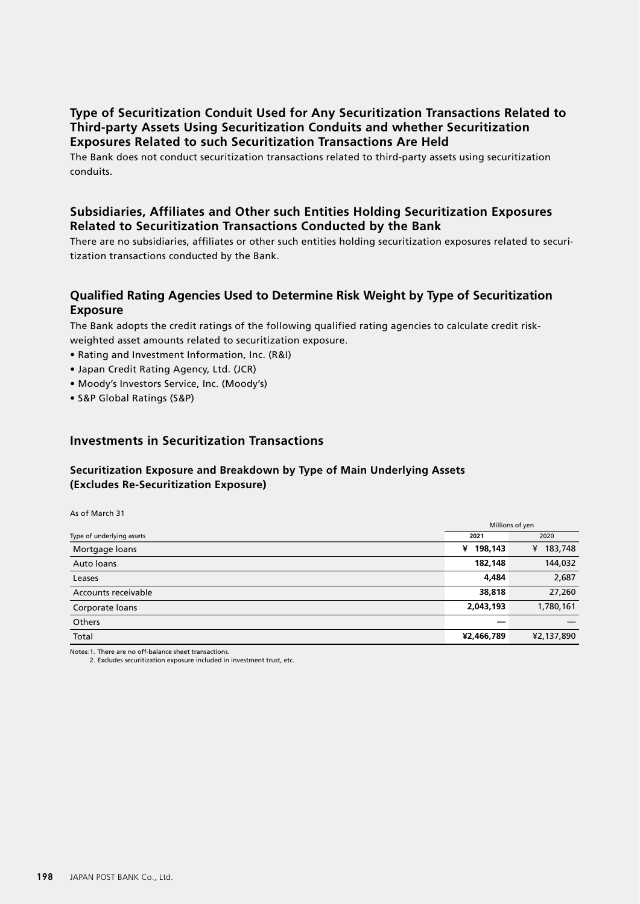## Type of Securitization Conduit Used for Any Securitization Transactions Related to Third-party Assets Using Securitization Conduits and whether Securitization Exposures Related to such Securitization Transactions Are Held

The Bank does not conduct securitization transactions related to third-party assets using securitization conduits.

## Subsidiaries, Affiliates and Other such Entities Holding Securitization Exposures Related to Securitization Transactions Conducted by the Bank

There are no subsidiaries, affiliates or other such entities holding securitization exposures related to securitization transactions conducted by the Bank.

## Qualified Rating Agencies Used to Determine Risk Weight by Type of Securitization Exposure

The Bank adopts the credit ratings of the following qualified rating agencies to calculate credit risk-weighted asset amounts related to securitization exposure.

- Rating and Investment Information, Inc. (R&I)
- Japan Credit Rating Agency, Ltd. (JCR)
- Moody's Investors Service, Inc. (Moody's)
- S&P Global Ratings (S&P)

## Investments in Securitization Transactions

### Securitization Exposure and Breakdown by Type of Main Underlying Assets (Excludes Re-Securitization Exposure)

As of March 31

| | Millions of yen | |
|---|---|---|
| Type of underlying assets | **2021** | 2020 |
| Mortgage loans | **¥ 198,143** | ¥ 183,748 |
| Auto loans | **182,148** | 144,032 |
| Leases | **4,484** | 2,687 |
| Accounts receivable | **38,818** | 27,260 |
| Corporate loans | **2,043,193** | 1,780,161 |
| Others | **—** | — |
| Total | **¥2,466,789** | ¥2,137,890 |

Notes: 1. There are no off-balance sheet transactions.
2. Excludes securitization exposure included in investment trust, etc.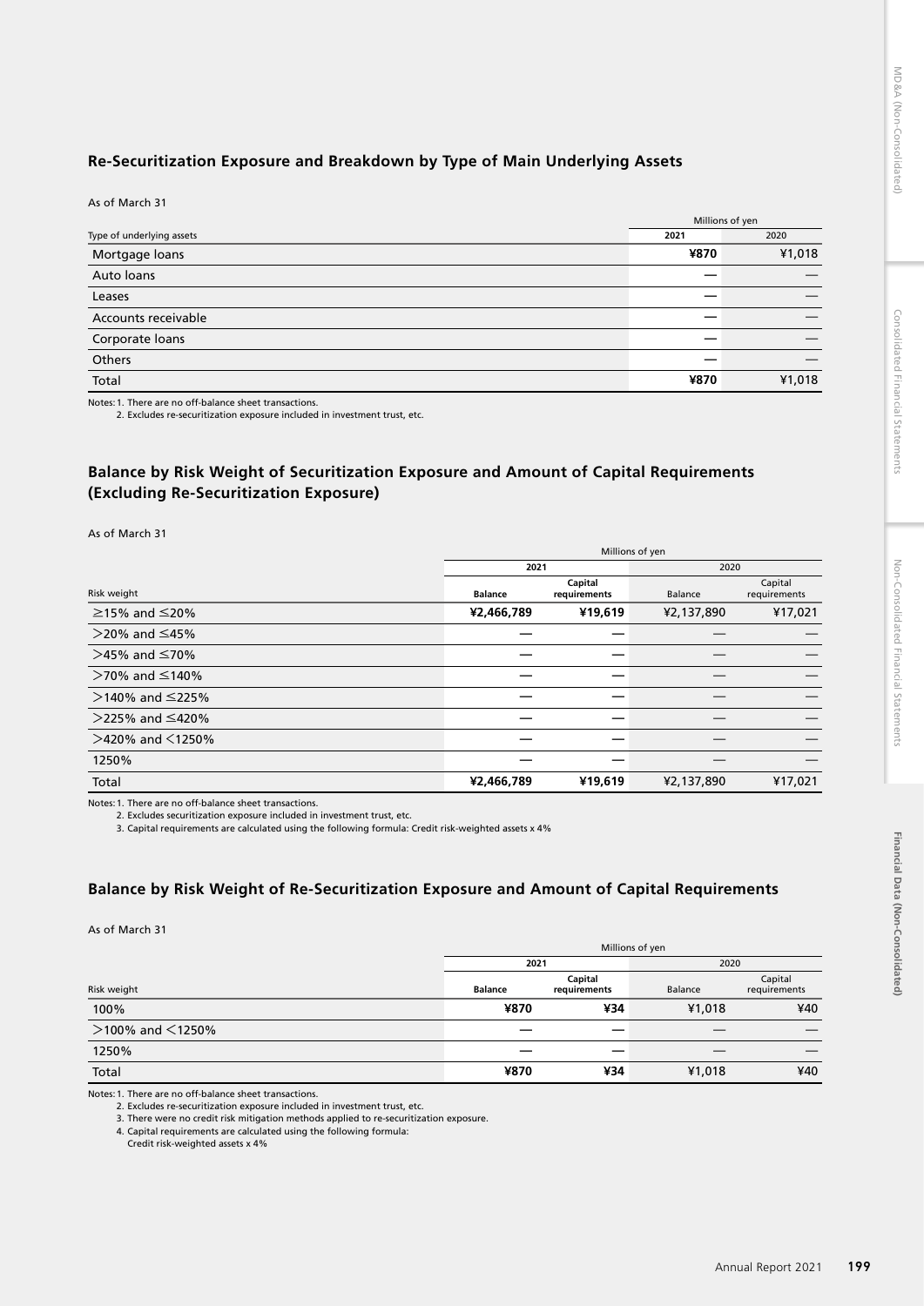## Re-Securitization Exposure and Breakdown by Type of Main Underlying Assets

As of March 31

| Type of underlying assets | Millions of yen | |
|---|---|---|
| | **2021** | 2020 |
| Mortgage loans | **¥870** | ¥1,018 |
| Auto loans | **—** | — |
| Leases | **—** | — |
| Accounts receivable | **—** | — |
| Corporate loans | **—** | — |
| Others | **—** | — |
| Total | **¥870** | ¥1,018 |

Notes: 1. There are no off-balance sheet transactions.
2. Excludes re-securitization exposure included in investment trust, etc.

## Balance by Risk Weight of Securitization Exposure and Amount of Capital Requirements (Excluding Re-Securitization Exposure)

As of March 31

| | Millions of yen | | | |
|---|---|---|---|---|
| | **2021** | | 2020 | |
| Risk weight | **Balance** | **Capital requirements** | Balance | Capital requirements |
| ≧15% and ≦20% | **¥2,466,789** | **¥19,619** | ¥2,137,890 | ¥17,021 |
| ＞20% and ≦45% | **—** | **—** | — | — |
| ＞45% and ≦70% | **—** | **—** | — | — |
| ＞70% and ≦140% | **—** | **—** | — | — |
| ＞140% and ≦225% | **—** | **—** | — | — |
| ＞225% and ≦420% | **—** | **—** | — | — |
| ＞420% and ＜1250% | **—** | **—** | — | — |
| 1250% | **—** | **—** | — | — |
| Total | **¥2,466,789** | **¥19,619** | ¥2,137,890 | ¥17,021 |

Notes: 1. There are no off-balance sheet transactions.
2. Excludes securitization exposure included in investment trust, etc.
3. Capital requirements are calculated using the following formula: Credit risk-weighted assets x 4%

## Balance by Risk Weight of Re-Securitization Exposure and Amount of Capital Requirements

As of March 31

| | Millions of yen | | | |
|---|---|---|---|---|
| | **2021** | | 2020 | |
| Risk weight | **Balance** | **Capital requirements** | Balance | Capital requirements |
| 100% | **¥870** | **¥34** | ¥1,018 | ¥40 |
| ＞100% and ＜1250% | **—** | **—** | — | — |
| 1250% | **—** | **—** | — | — |
| Total | **¥870** | **¥34** | ¥1,018 | ¥40 |

Notes: 1. There are no off-balance sheet transactions.
2. Excludes re-securitization exposure included in investment trust, etc.
3. There were no credit risk mitigation methods applied to re-securitization exposure.
4. Capital requirements are calculated using the following formula:
Credit risk-weighted assets x 4%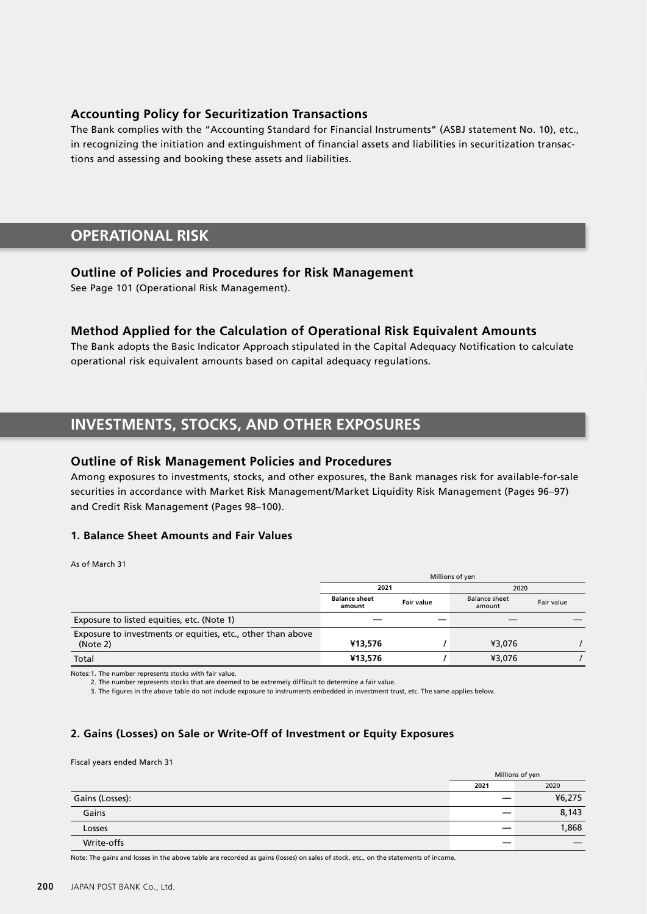### Accounting Policy for Securitization Transactions

The Bank complies with the "Accounting Standard for Financial Instruments" (ASBJ statement No. 10), etc., in recognizing the initiation and extinguishment of financial assets and liabilities in securitization transactions and assessing and booking these assets and liabilities.

## OPERATIONAL RISK

### Outline of Policies and Procedures for Risk Management

See Page 101 (Operational Risk Management).

### Method Applied for the Calculation of Operational Risk Equivalent Amounts

The Bank adopts the Basic Indicator Approach stipulated in the Capital Adequacy Notification to calculate operational risk equivalent amounts based on capital adequacy regulations.

## INVESTMENTS, STOCKS, AND OTHER EXPOSURES

### Outline of Risk Management Policies and Procedures

Among exposures to investments, stocks, and other exposures, the Bank manages risk for available-for-sale securities in accordance with Market Risk Management/Market Liquidity Risk Management (Pages 96–97) and Credit Risk Management (Pages 98–100).

#### 1. Balance Sheet Amounts and Fair Values

As of March 31

| | Millions of yen | | | |
|---|---|---|---|---|
| | 2021 | | 2020 | |
| | **Balance sheet amount** | **Fair value** | Balance sheet amount | Fair value |
| Exposure to listed equities, etc. (Note 1) | — | — | — | — |
| Exposure to investments or equities, etc., other than above (Note 2) | **¥13,576** | / | ¥3,076 | / |
| Total | **¥13,576** | / | ¥3,076 | / |

Notes: 1. The number represents stocks with fair value.
2. The number represents stocks that are deemed to be extremely difficult to determine a fair value.
3. The figures in the above table do not include exposure to instruments embedded in investment trust, etc. The same applies below.

#### 2. Gains (Losses) on Sale or Write-Off of Investment or Equity Exposures

Fiscal years ended March 31

| | Millions of yen | |
|---|---|---|
| | **2021** | 2020 |
| Gains (Losses): | — | ¥6,275 |
| Gains | — | 8,143 |
| Losses | — | 1,868 |
| Write-offs | — | — |

Note: The gains and losses in the above table are recorded as gains (losses) on sales of stock, etc., on the statements of income.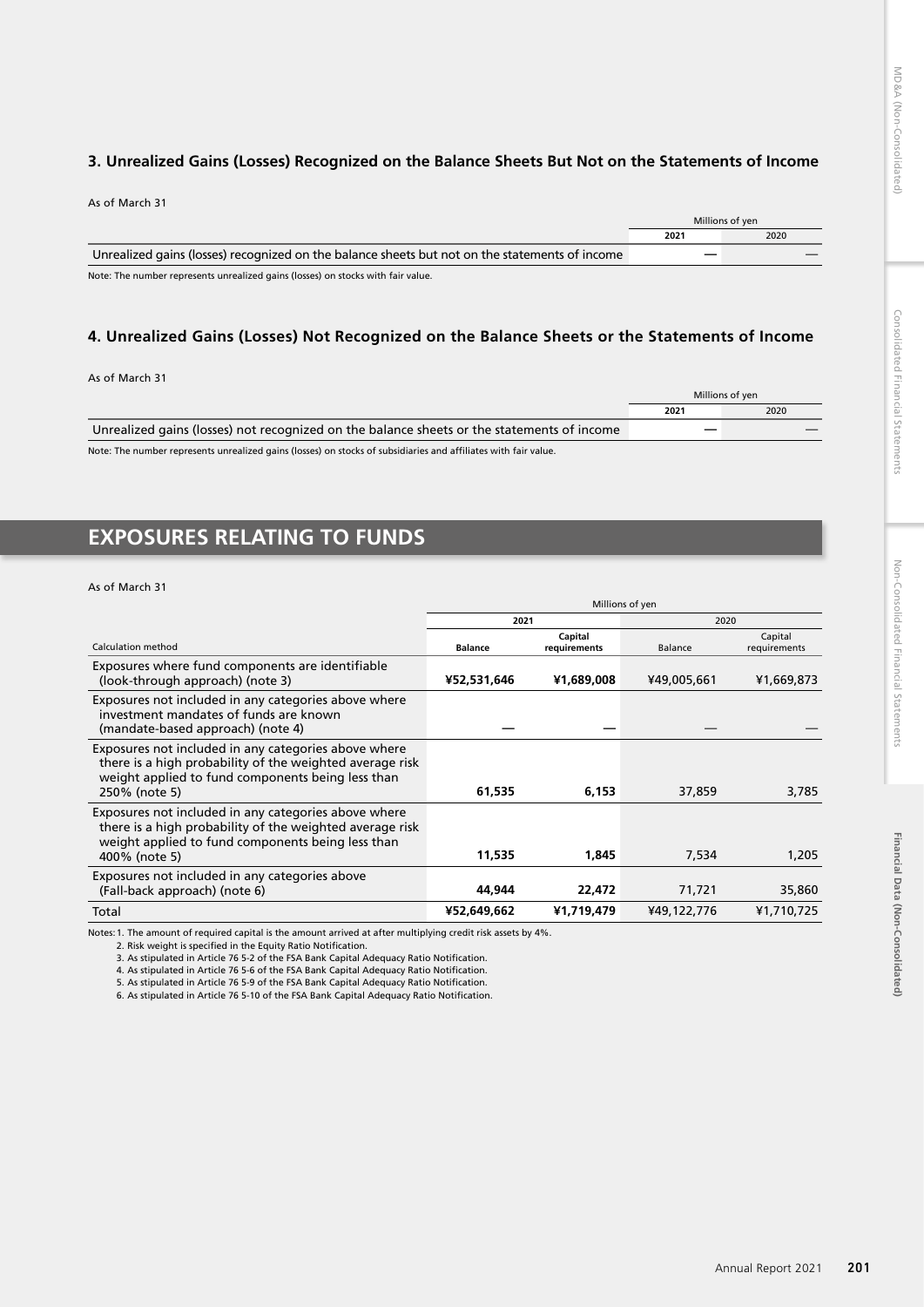### 3. Unrealized Gains (Losses) Recognized on the Balance Sheets But Not on the Statements of Income

As of March 31

| | Millions of yen | |
|---|---|---|
| | 2021 | 2020 |
| Unrealized gains (losses) recognized on the balance sheets but not on the statements of income | — | — |

Note: The number represents unrealized gains (losses) on stocks with fair value.

### 4. Unrealized Gains (Losses) Not Recognized on the Balance Sheets or the Statements of Income

As of March 31

| | Millions of yen | |
|---|---|---|
| | 2021 | 2020 |
| Unrealized gains (losses) not recognized on the balance sheets or the statements of income | — | — |

Note: The number represents unrealized gains (losses) on stocks of subsidiaries and affiliates with fair value.

## EXPOSURES RELATING TO FUNDS

As of March 31

| | Millions of yen | | | |
|---|---|---|---|---|
| | 2021 | | 2020 | |
| Calculation method | Balance | Capital requirements | Balance | Capital requirements |
| Exposures where fund components are identifiable (look-through approach) (note 3) | ¥52,531,646 | ¥1,689,008 | ¥49,005,661 | ¥1,669,873 |
| Exposures not included in any categories above where investment mandates of funds are known (mandate-based approach) (note 4) | — | — | — | — |
| Exposures not included in any categories above where there is a high probability of the weighted average risk weight applied to fund components being less than 250% (note 5) | 61,535 | 6,153 | 37,859 | 3,785 |
| Exposures not included in any categories above where there is a high probability of the weighted average risk weight applied to fund components being less than 400% (note 5) | 11,535 | 1,845 | 7,534 | 1,205 |
| Exposures not included in any categories above (Fall-back approach) (note 6) | 44,944 | 22,472 | 71,721 | 35,860 |
| Total | ¥52,649,662 | ¥1,719,479 | ¥49,122,776 | ¥1,710,725 |

Notes: 1. The amount of required capital is the amount arrived at after multiplying credit risk assets by 4%.
2. Risk weight is specified in the Equity Ratio Notification.
3. As stipulated in Article 76 5-2 of the FSA Bank Capital Adequacy Ratio Notification.
4. As stipulated in Article 76 5-6 of the FSA Bank Capital Adequacy Ratio Notification.
5. As stipulated in Article 76 5-9 of the FSA Bank Capital Adequacy Ratio Notification.
6. As stipulated in Article 76 5-10 of the FSA Bank Capital Adequacy Ratio Notification.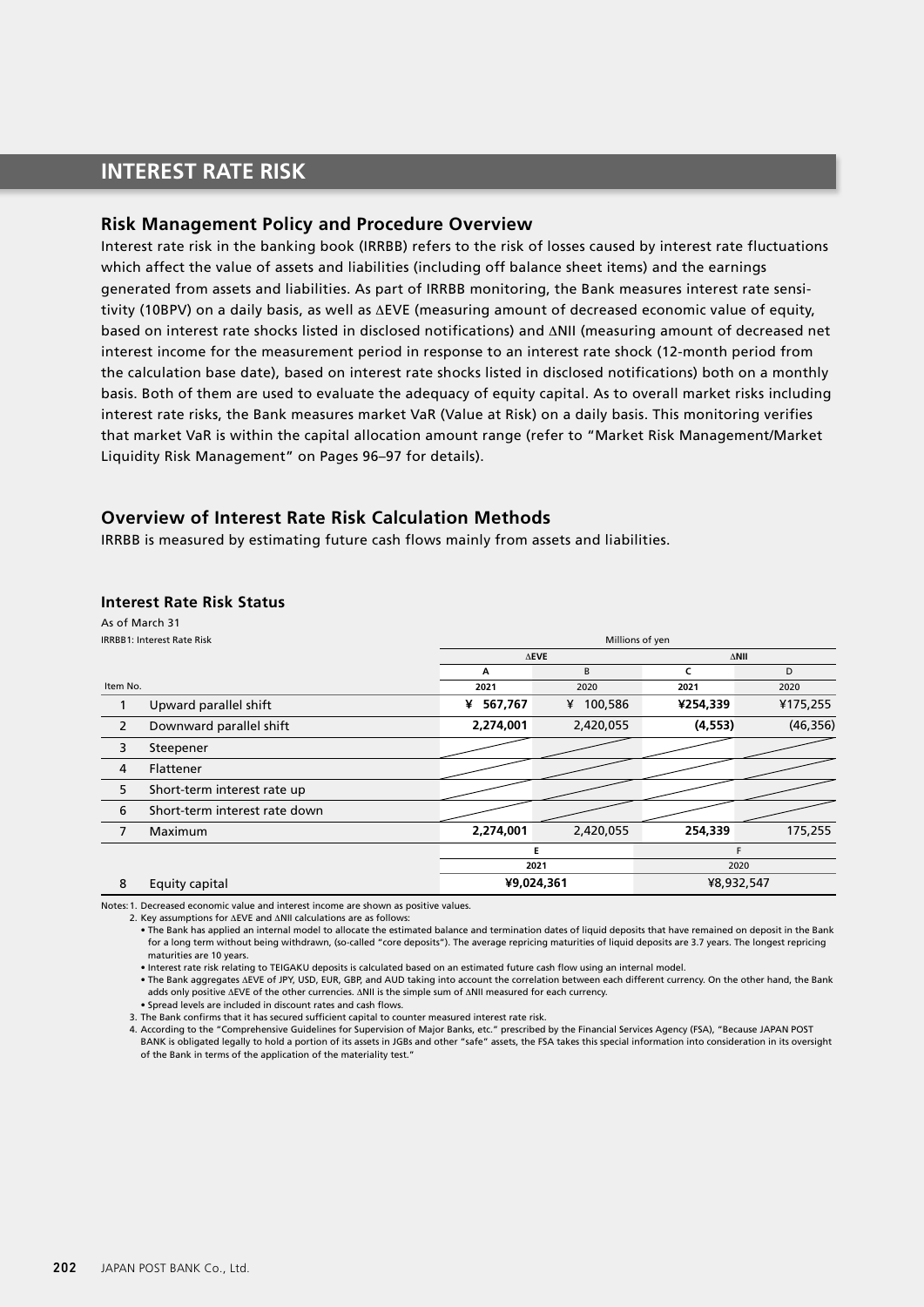# INTEREST RATE RISK

## Risk Management Policy and Procedure Overview

Interest rate risk in the banking book (IRRBB) refers to the risk of losses caused by interest rate fluctuations which affect the value of assets and liabilities (including off balance sheet items) and the earnings generated from assets and liabilities. As part of IRRBB monitoring, the Bank measures interest rate sensitivity (10BPV) on a daily basis, as well as ΔEVE (measuring amount of decreased economic value of equity, based on interest rate shocks listed in disclosed notifications) and ΔNII (measuring amount of decreased net interest income for the measurement period in response to an interest rate shock (12-month period from the calculation base date), based on interest rate shocks listed in disclosed notifications) both on a monthly basis. Both of them are used to evaluate the adequacy of equity capital. As to overall market risks including interest rate risks, the Bank measures market VaR (Value at Risk) on a daily basis. This monitoring verifies that market VaR is within the capital allocation amount range (refer to "Market Risk Management/Market Liquidity Risk Management" on Pages 96–97 for details).

## Overview of Interest Rate Risk Calculation Methods

IRRBB is measured by estimating future cash flows mainly from assets and liabilities.

### Interest Rate Risk Status

As of March 31

IRRBB1: Interest Rate Risk

| | | Millions of yen | | | |
|---|---|---|---|---|---|
| | | ΔEVE | | ΔNII | |
| | | A | B | C | D |
| Item No. | | 2021 | 2020 | 2021 | 2020 |
| 1 | Upward parallel shift | **¥ 567,767** | ¥ 100,586 | **¥254,339** | ¥175,255 |
| 2 | Downward parallel shift | **2,274,001** | 2,420,055 | **(4,553)** | (46,356) |
| 3 | Steepener | | | | |
| 4 | Flattener | | | | |
| 5 | Short-term interest rate up | | | | |
| 6 | Short-term interest rate down | | | | |
| 7 | Maximum | **2,274,001** | 2,420,055 | **254,339** | 175,255 |
| | | E | | F | |
| | | 2021 | | 2020 | |
| 8 | Equity capital | **¥9,024,361** | | ¥8,932,547 | |

Notes: 1. Decreased economic value and interest income are shown as positive values.

2. Key assumptions for ΔEVE and ΔNII calculations are as follows:
   - The Bank has applied an internal model to allocate the estimated balance and termination dates of liquid deposits that have remained on deposit in the Bank for a long term without being withdrawn, (so-called "core deposits"). The average repricing maturities of liquid deposits are 3.7 years. The longest repricing maturities are 10 years.
   - Interest rate risk relating to TEIGAKU deposits is calculated based on an estimated future cash flow using an internal model.
   - The Bank aggregates ΔEVE of JPY, USD, EUR, GBP, and AUD taking into account the correlation between each different currency. On the other hand, the Bank adds only positive ΔEVE of the other currencies. ΔNII is the simple sum of ΔNII measured for each currency.
   - Spread levels are included in discount rates and cash flows.
3. The Bank confirms that it has secured sufficient capital to counter measured interest rate risk.
4. According to the "Comprehensive Guidelines for Supervision of Major Banks, etc." prescribed by the Financial Services Agency (FSA), "Because JAPAN POST BANK is obligated legally to hold a portion of its assets in JGBs and other "safe" assets, the FSA takes this special information into consideration in its oversight of the Bank in terms of the application of the materiality test."